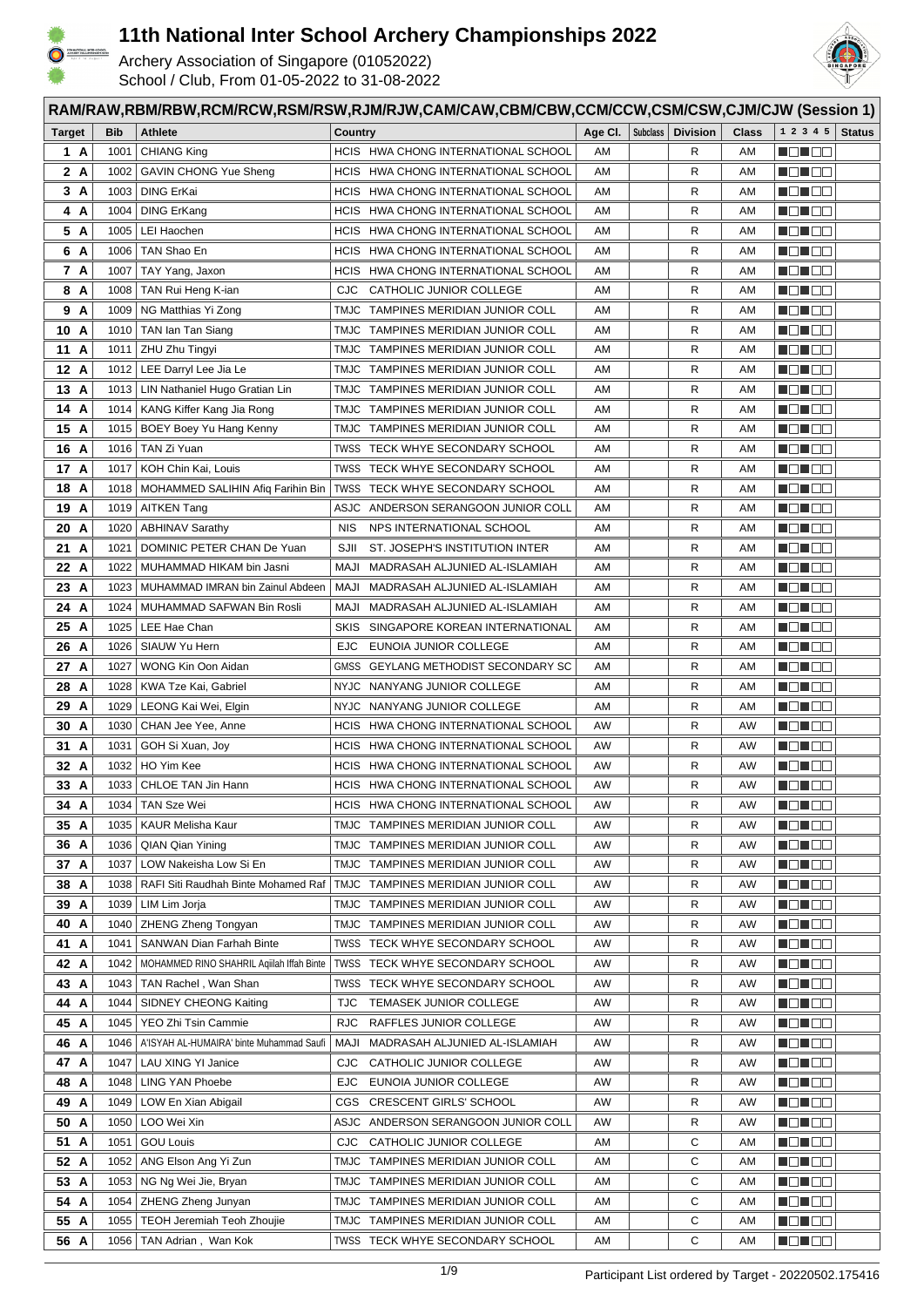# 11th National Inter School Archery Championships 2022

Archery Association of Singapore (01052022)
School / Club, From 01-05-2022 to 31-08-2022

## RAM/RAW,RBM/RBW,RCM/RCW,RSM/RSW,RJM/RJW,CAM/CAW,CBM/CBW,CCM/CCW,CSM/CSW,CJM/CJW (Session 1)

| Target | Bib | Athlete | Country | | Age Cl. | Subclass | Division | Class | 1 2 3 4 5 | Status |
|---|---|---|---|---|---|---|---|---|---|---|
| 1 A | 1001 | CHIANG King | HCIS | HWA CHONG INTERNATIONAL SCHOOL | AM | | R | AM | | |
| 2 A | 1002 | GAVIN CHONG Yue Sheng | HCIS | HWA CHONG INTERNATIONAL SCHOOL | AM | | R | AM | | |
| 3 A | 1003 | DING ErKai | HCIS | HWA CHONG INTERNATIONAL SCHOOL | AM | | R | AM | | |
| 4 A | 1004 | DING ErKang | HCIS | HWA CHONG INTERNATIONAL SCHOOL | AM | | R | AM | | |
| 5 A | 1005 | LEI Haochen | HCIS | HWA CHONG INTERNATIONAL SCHOOL | AM | | R | AM | | |
| 6 A | 1006 | TAN Shao En | HCIS | HWA CHONG INTERNATIONAL SCHOOL | AM | | R | AM | | |
| 7 A | 1007 | TAY Yang, Jaxon | HCIS | HWA CHONG INTERNATIONAL SCHOOL | AM | | R | AM | | |
| 8 A | 1008 | TAN Rui Heng K-ian | CJC | CATHOLIC JUNIOR COLLEGE | AM | | R | AM | | |
| 9 A | 1009 | NG Matthias Yi Zong | TMJC | TAMPINES MERIDIAN JUNIOR COLL | AM | | R | AM | | |
| 10 A | 1010 | TAN Ian Tan Siang | TMJC | TAMPINES MERIDIAN JUNIOR COLL | AM | | R | AM | | |
| 11 A | 1011 | ZHU Zhu Tingyi | TMJC | TAMPINES MERIDIAN JUNIOR COLL | AM | | R | AM | | |
| 12 A | 1012 | LEE Darryl Lee Jia Le | TMJC | TAMPINES MERIDIAN JUNIOR COLL | AM | | R | AM | | |
| 13 A | 1013 | LIN Nathaniel Hugo Gratian Lin | TMJC | TAMPINES MERIDIAN JUNIOR COLL | AM | | R | AM | | |
| 14 A | 1014 | KANG Kiffer Kang Jia Rong | TMJC | TAMPINES MERIDIAN JUNIOR COLL | AM | | R | AM | | |
| 15 A | 1015 | BOEY Boey Yu Hang Kenny | TMJC | TAMPINES MERIDIAN JUNIOR COLL | AM | | R | AM | | |
| 16 A | 1016 | TAN Zi Yuan | TWSS | TECK WHYE SECONDARY SCHOOL | AM | | R | AM | | |
| 17 A | 1017 | KOH Chin Kai, Louis | TWSS | TECK WHYE SECONDARY SCHOOL | AM | | R | AM | | |
| 18 A | 1018 | MOHAMMED SALIHIN Afiq Farihin Bin | TWSS | TECK WHYE SECONDARY SCHOOL | AM | | R | AM | | |
| 19 A | 1019 | AITKEN Tang | ASJC | ANDERSON SERANGOON JUNIOR COLL | AM | | R | AM | | |
| 20 A | 1020 | ABHINAV Sarathy | NIS | NPS INTERNATIONAL SCHOOL | AM | | R | AM | | |
| 21 A | 1021 | DOMINIC PETER CHAN De Yuan | SJII | ST. JOSEPH'S INSTITUTION INTER | AM | | R | AM | | |
| 22 A | 1022 | MUHAMMAD HIKAM bin Jasni | MAJI | MADRASAH ALJUNIED AL-ISLAMIAH | AM | | R | AM | | |
| 23 A | 1023 | MUHAMMAD IMRAN bin Zainul Abdeen | MAJI | MADRASAH ALJUNIED AL-ISLAMIAH | AM | | R | AM | | |
| 24 A | 1024 | MUHAMMAD SAFWAN Bin Rosli | MAJI | MADRASAH ALJUNIED AL-ISLAMIAH | AM | | R | AM | | |
| 25 A | 1025 | LEE Hae Chan | SKIS | SINGAPORE KOREAN INTERNATIONAL | AM | | R | AM | | |
| 26 A | 1026 | SIAUW Yu Hern | EJC | EUNOIA JUNIOR COLLEGE | AM | | R | AM | | |
| 27 A | 1027 | WONG Kin Oon Aidan | GMSS | GEYLANG METHODIST SECONDARY SC | AM | | R | AM | | |
| 28 A | 1028 | KWA Tze Kai, Gabriel | NYJC | NANYANG JUNIOR COLLEGE | AM | | R | AM | | |
| 29 A | 1029 | LEONG Kai Wei, Elgin | NYJC | NANYANG JUNIOR COLLEGE | AM | | R | AM | | |
| 30 A | 1030 | CHAN Jee Yee, Anne | HCIS | HWA CHONG INTERNATIONAL SCHOOL | AW | | R | AW | | |
| 31 A | 1031 | GOH Si Xuan, Joy | HCIS | HWA CHONG INTERNATIONAL SCHOOL | AW | | R | AW | | |
| 32 A | 1032 | HO Yim Kee | HCIS | HWA CHONG INTERNATIONAL SCHOOL | AW | | R | AW | | |
| 33 A | 1033 | CHLOE TAN Jin Hann | HCIS | HWA CHONG INTERNATIONAL SCHOOL | AW | | R | AW | | |
| 34 A | 1034 | TAN Sze Wei | HCIS | HWA CHONG INTERNATIONAL SCHOOL | AW | | R | AW | | |
| 35 A | 1035 | KAUR Melisha Kaur | TMJC | TAMPINES MERIDIAN JUNIOR COLL | AW | | R | AW | | |
| 36 A | 1036 | QIAN Qian Yining | TMJC | TAMPINES MERIDIAN JUNIOR COLL | AW | | R | AW | | |
| 37 A | 1037 | LOW Nakeisha Low Si En | TMJC | TAMPINES MERIDIAN JUNIOR COLL | AW | | R | AW | | |
| 38 A | 1038 | RAFI Siti Raudhah Binte Mohamed Raf | TMJC | TAMPINES MERIDIAN JUNIOR COLL | AW | | R | AW | | |
| 39 A | 1039 | LIM Lim Jorja | TMJC | TAMPINES MERIDIAN JUNIOR COLL | AW | | R | AW | | |
| 40 A | 1040 | ZHENG Zheng Tongyan | TMJC | TAMPINES MERIDIAN JUNIOR COLL | AW | | R | AW | | |
| 41 A | 1041 | SANWAN Dian Farhah Binte | TWSS | TECK WHYE SECONDARY SCHOOL | AW | | R | AW | | |
| 42 A | 1042 | MOHAMMED RINO SHAHRIL Aqiilah Iffah Binte | TWSS | TECK WHYE SECONDARY SCHOOL | AW | | R | AW | | |
| 43 A | 1043 | TAN Rachel , Wan Shan | TWSS | TECK WHYE SECONDARY SCHOOL | AW | | R | AW | | |
| 44 A | 1044 | SIDNEY CHEONG Kaiting | TJC | TEMASEK JUNIOR COLLEGE | AW | | R | AW | | |
| 45 A | 1045 | YEO Zhi Tsin Cammie | RJC | RAFFLES JUNIOR COLLEGE | AW | | R | AW | | |
| 46 A | 1046 | A'ISYAH AL-HUMAIRA' binte Muhammad Saufi | MAJI | MADRASAH ALJUNIED AL-ISLAMIAH | AW | | R | AW | | |
| 47 A | 1047 | LAU XING YI Janice | CJC | CATHOLIC JUNIOR COLLEGE | AW | | R | AW | | |
| 48 A | 1048 | LING YAN Phoebe | EJC | EUNOIA JUNIOR COLLEGE | AW | | R | AW | | |
| 49 A | 1049 | LOW En Xian Abigail | CGS | CRESCENT GIRLS' SCHOOL | AW | | R | AW | | |
| 50 A | 1050 | LOO Wei Xin | ASJC | ANDERSON SERANGOON JUNIOR COLL | AW | | R | AW | | |
| 51 A | 1051 | GOU Louis | CJC | CATHOLIC JUNIOR COLLEGE | AM | | C | AM | | |
| 52 A | 1052 | ANG Elson Ang Yi Zun | TMJC | TAMPINES MERIDIAN JUNIOR COLL | AM | | C | AM | | |
| 53 A | 1053 | NG Ng Wei Jie, Bryan | TMJC | TAMPINES MERIDIAN JUNIOR COLL | AM | | C | AM | | |
| 54 A | 1054 | ZHENG Zheng Junyan | TMJC | TAMPINES MERIDIAN JUNIOR COLL | AM | | C | AM | | |
| 55 A | 1055 | TEOH Jeremiah Teoh Zhoujie | TMJC | TAMPINES MERIDIAN JUNIOR COLL | AM | | C | AM | | |
| 56 A | 1056 | TAN Adrian , Wan Kok | TWSS | TECK WHYE SECONDARY SCHOOL | AM | | C | AM | | |

Participant List ordered by Target - 20220502.175416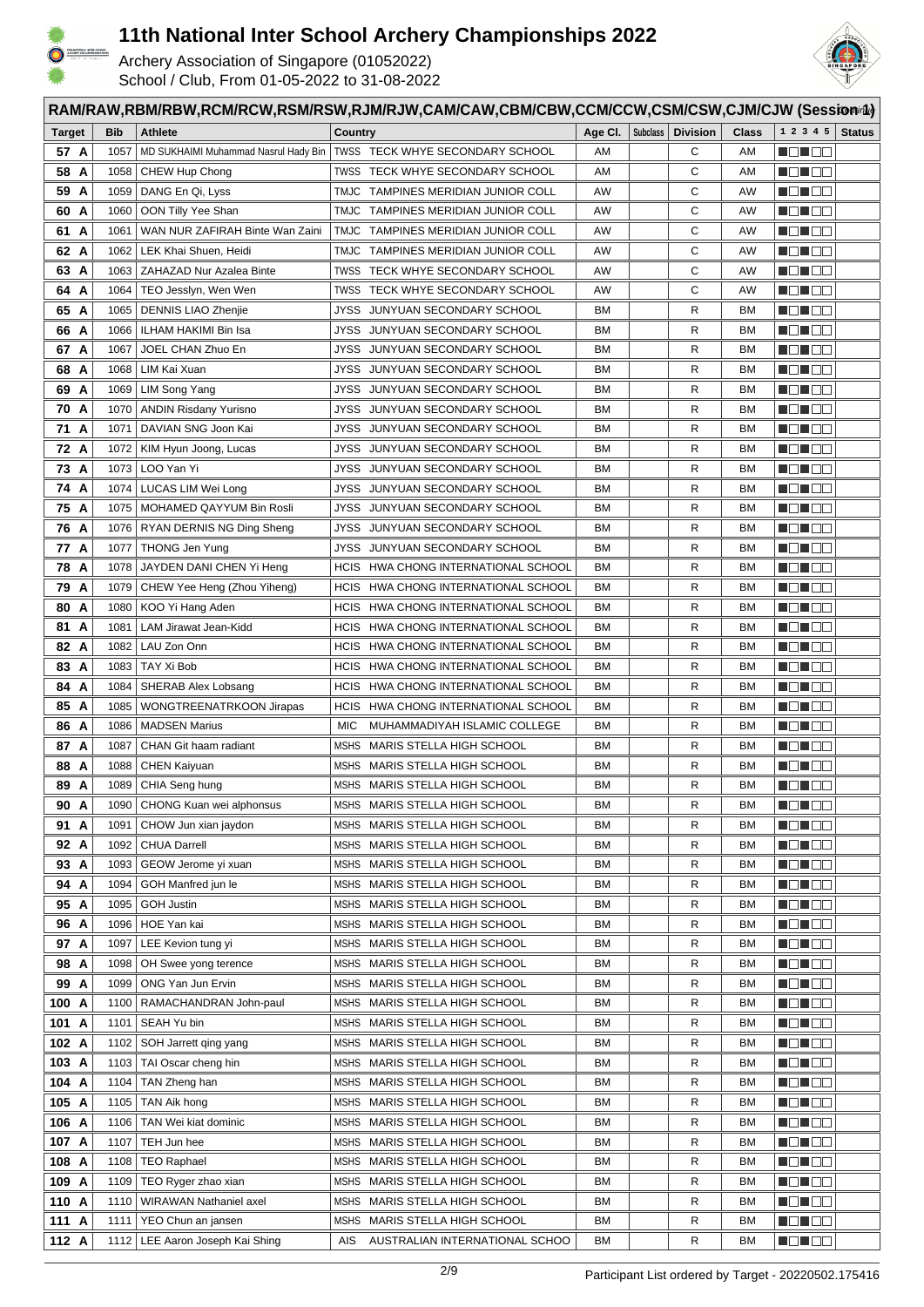# 11th National Inter School Archery Championships 2022

Archery Association of Singapore (01052022)
School / Club, From 01-05-2022 to 31-08-2022

## RAM/RAW,RBM/RBW,RCM/RCW,RSM/RSW,RJM/RJW,CAM/CAW,CBM/CBW,CCM/CCW,CSM/CSW,CJM/CJW (Session 1)

| Target | Bib | Athlete | Country | Age Cl. | Subclass | Division | Class | 1 2 3 4 5 | Status |
|---|---|---|---|---|---|---|---|---|---|
| 57 A | 1057 | MD SUKHAIMI Muhammad Nasrul Hady Bin | TWSS TECK WHYE SECONDARY SCHOOL | AM | | C | AM | | |
| 58 A | 1058 | CHEW Hup Chong | TWSS TECK WHYE SECONDARY SCHOOL | AM | | C | AM | | |
| 59 A | 1059 | DANG En Qi, Lyss | TMJC TAMPINES MERIDIAN JUNIOR COLL | AW | | C | AW | | |
| 60 A | 1060 | OON Tilly Yee Shan | TMJC TAMPINES MERIDIAN JUNIOR COLL | AW | | C | AW | | |
| 61 A | 1061 | WAN NUR ZAFIRAH Binte Wan Zaini | TMJC TAMPINES MERIDIAN JUNIOR COLL | AW | | C | AW | | |
| 62 A | 1062 | LEK Khai Shuen, Heidi | TMJC TAMPINES MERIDIAN JUNIOR COLL | AW | | C | AW | | |
| 63 A | 1063 | ZAHAZAD Nur Azalea Binte | TWSS TECK WHYE SECONDARY SCHOOL | AW | | C | AW | | |
| 64 A | 1064 | TEO Jesslyn, Wen Wen | TWSS TECK WHYE SECONDARY SCHOOL | AW | | C | AW | | |
| 65 A | 1065 | DENNIS LIAO Zhenjie | JYSS JUNYUAN SECONDARY SCHOOL | BM | | R | BM | | |
| 66 A | 1066 | ILHAM HAKIMI Bin Isa | JYSS JUNYUAN SECONDARY SCHOOL | BM | | R | BM | | |
| 67 A | 1067 | JOEL CHAN Zhuo En | JYSS JUNYUAN SECONDARY SCHOOL | BM | | R | BM | | |
| 68 A | 1068 | LIM Kai Xuan | JYSS JUNYUAN SECONDARY SCHOOL | BM | | R | BM | | |
| 69 A | 1069 | LIM Song Yang | JYSS JUNYUAN SECONDARY SCHOOL | BM | | R | BM | | |
| 70 A | 1070 | ANDIN Risdany Yurisno | JYSS JUNYUAN SECONDARY SCHOOL | BM | | R | BM | | |
| 71 A | 1071 | DAVIAN SNG Joon Kai | JYSS JUNYUAN SECONDARY SCHOOL | BM | | R | BM | | |
| 72 A | 1072 | KIM Hyun Joong, Lucas | JYSS JUNYUAN SECONDARY SCHOOL | BM | | R | BM | | |
| 73 A | 1073 | LOO Yan Yi | JYSS JUNYUAN SECONDARY SCHOOL | BM | | R | BM | | |
| 74 A | 1074 | LUCAS LIM Wei Long | JYSS JUNYUAN SECONDARY SCHOOL | BM | | R | BM | | |
| 75 A | 1075 | MOHAMED QAYYUM Bin Rosli | JYSS JUNYUAN SECONDARY SCHOOL | BM | | R | BM | | |
| 76 A | 1076 | RYAN DERNIS NG Ding Sheng | JYSS JUNYUAN SECONDARY SCHOOL | BM | | R | BM | | |
| 77 A | 1077 | THONG Jen Yung | JYSS JUNYUAN SECONDARY SCHOOL | BM | | R | BM | | |
| 78 A | 1078 | JAYDEN DANI CHEN Yi Heng | HCIS HWA CHONG INTERNATIONAL SCHOOL | BM | | R | BM | | |
| 79 A | 1079 | CHEW Yee Heng (Zhou Yiheng) | HCIS HWA CHONG INTERNATIONAL SCHOOL | BM | | R | BM | | |
| 80 A | 1080 | KOO Yi Hang Aden | HCIS HWA CHONG INTERNATIONAL SCHOOL | BM | | R | BM | | |
| 81 A | 1081 | LAM Jirawat Jean-Kidd | HCIS HWA CHONG INTERNATIONAL SCHOOL | BM | | R | BM | | |
| 82 A | 1082 | LAU Zon Onn | HCIS HWA CHONG INTERNATIONAL SCHOOL | BM | | R | BM | | |
| 83 A | 1083 | TAY Xi Bob | HCIS HWA CHONG INTERNATIONAL SCHOOL | BM | | R | BM | | |
| 84 A | 1084 | SHERAB Alex Lobsang | HCIS HWA CHONG INTERNATIONAL SCHOOL | BM | | R | BM | | |
| 85 A | 1085 | WONGTREENATRKOON Jirapas | HCIS HWA CHONG INTERNATIONAL SCHOOL | BM | | R | BM | | |
| 86 A | 1086 | MADSEN Marius | MIC MUHAMMADIYAH ISLAMIC COLLEGE | BM | | R | BM | | |
| 87 A | 1087 | CHAN Git haam radiant | MSHS MARIS STELLA HIGH SCHOOL | BM | | R | BM | | |
| 88 A | 1088 | CHEN Kaiyuan | MSHS MARIS STELLA HIGH SCHOOL | BM | | R | BM | | |
| 89 A | 1089 | CHIA Seng hung | MSHS MARIS STELLA HIGH SCHOOL | BM | | R | BM | | |
| 90 A | 1090 | CHONG Kuan wei alphonsus | MSHS MARIS STELLA HIGH SCHOOL | BM | | R | BM | | |
| 91 A | 1091 | CHOW Jun xian jaydon | MSHS MARIS STELLA HIGH SCHOOL | BM | | R | BM | | |
| 92 A | 1092 | CHUA Darrell | MSHS MARIS STELLA HIGH SCHOOL | BM | | R | BM | | |
| 93 A | 1093 | GEOW Jerome yi xuan | MSHS MARIS STELLA HIGH SCHOOL | BM | | R | BM | | |
| 94 A | 1094 | GOH Manfred jun le | MSHS MARIS STELLA HIGH SCHOOL | BM | | R | BM | | |
| 95 A | 1095 | GOH Justin | MSHS MARIS STELLA HIGH SCHOOL | BM | | R | BM | | |
| 96 A | 1096 | HOE Yan kai | MSHS MARIS STELLA HIGH SCHOOL | BM | | R | BM | | |
| 97 A | 1097 | LEE Kevion tung yi | MSHS MARIS STELLA HIGH SCHOOL | BM | | R | BM | | |
| 98 A | 1098 | OH Swee yong terence | MSHS MARIS STELLA HIGH SCHOOL | BM | | R | BM | | |
| 99 A | 1099 | ONG Yan Jun Ervin | MSHS MARIS STELLA HIGH SCHOOL | BM | | R | BM | | |
| 100 A | 1100 | RAMACHANDRAN John-paul | MSHS MARIS STELLA HIGH SCHOOL | BM | | R | BM | | |
| 101 A | 1101 | SEAH Yu bin | MSHS MARIS STELLA HIGH SCHOOL | BM | | R | BM | | |
| 102 A | 1102 | SOH Jarrett qing yang | MSHS MARIS STELLA HIGH SCHOOL | BM | | R | BM | | |
| 103 A | 1103 | TAI Oscar cheng hin | MSHS MARIS STELLA HIGH SCHOOL | BM | | R | BM | | |
| 104 A | 1104 | TAN Zheng han | MSHS MARIS STELLA HIGH SCHOOL | BM | | R | BM | | |
| 105 A | 1105 | TAN Aik hong | MSHS MARIS STELLA HIGH SCHOOL | BM | | R | BM | | |
| 106 A | 1106 | TAN Wei kiat dominic | MSHS MARIS STELLA HIGH SCHOOL | BM | | R | BM | | |
| 107 A | 1107 | TEH Jun hee | MSHS MARIS STELLA HIGH SCHOOL | BM | | R | BM | | |
| 108 A | 1108 | TEO Raphael | MSHS MARIS STELLA HIGH SCHOOL | BM | | R | BM | | |
| 109 A | 1109 | TEO Ryger zhao xian | MSHS MARIS STELLA HIGH SCHOOL | BM | | R | BM | | |
| 110 A | 1110 | WIRAWAN Nathaniel axel | MSHS MARIS STELLA HIGH SCHOOL | BM | | R | BM | | |
| 111 A | 1111 | YEO Chun an jansen | MSHS MARIS STELLA HIGH SCHOOL | BM | | R | BM | | |
| 112 A | 1112 | LEE Aaron Joseph Kai Shing | AIS AUSTRALIAN INTERNATIONAL SCHOO | BM | | R | BM | | |

Participant List ordered by Target - 20220502.175416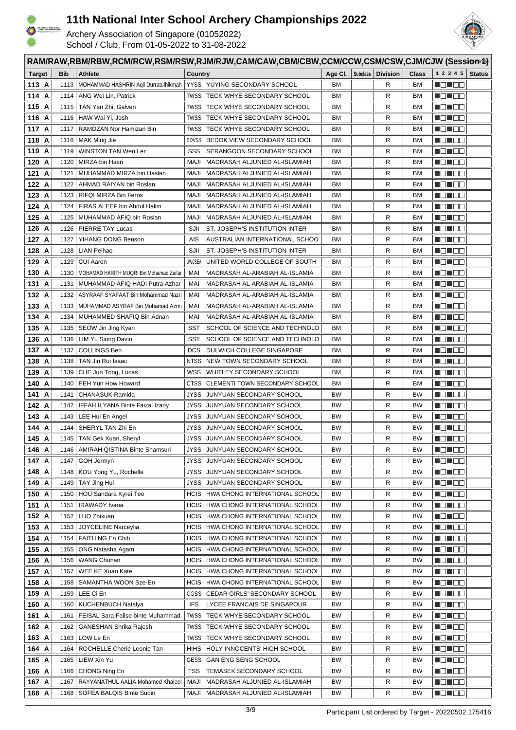# 11th National Inter School Archery Championships 2022

Archery Association of Singapore (01052022)
School / Club, From 01-05-2022 to 31-08-2022

## RAM/RAW,RBM/RBW,RCM/RCW,RSM/RSW,RJM/RJW,CAM/CAW,CBM/CBW,CCM/CCW,CSM/CSW,CJM/CJW (Session 1)

| Target | Bib | Athlete | Country | Age Cl. | Subclass | Division | Class | 1 2 3 4 5 | Status |
|---|---|---|---|---|---|---|---|---|---|
| 113 A | 1113 | MOHAMMAD HASHRIN Aqil Durratulhikmah | YYSS YUYING SECONDARY SCHOOL | BM | | R | BM | | |
| 114 A | 1114 | ANG Wei Lin, Patrick | TWSS TECK WHYE SECONDARY SCHOOL | BM | | R | BM | | |
| 115 A | 1115 | TAN Yan Zhi, Galven | TWSS TECK WHYE SECONDARY SCHOOL | BM | | R | BM | | |
| 116 A | 1116 | HAW Wai Yi, Josh | TWSS TECK WHYE SECONDARY SCHOOL | BM | | R | BM | | |
| 117 A | 1117 | RAMDZAN Nor Hamizan Bin | TWSS TECK WHYE SECONDARY SCHOOL | BM | | R | BM | | |
| 118 A | 1118 | MAK Ming Jie | BDVSS BEDOK VIEW SECONDARY SCHOOL | BM | | R | BM | | |
| 119 A | 1119 | WINSTON TAN Wen Ler | SSS SERANGOON SECONDARY SCHOOL | BM | | R | BM | | |
| 120 A | 1120 | MIRZA bin Hasri | MAJI MADRASAH ALJUNIED AL-ISLAMIAH | BM | | R | BM | | |
| 121 A | 1121 | MUHAMMAD MIRZA bin Haslan | MAJI MADRASAH ALJUNIED AL-ISLAMIAH | BM | | R | BM | | |
| 122 A | 1122 | AHMAD RAIYAN bin Roslan | MAJI MADRASAH ALJUNIED AL-ISLAMIAH | BM | | R | BM | | |
| 123 A | 1123 | RIFQI MIRZA Bin Feros | MAJI MADRASAH ALJUNIED AL-ISLAMIAH | BM | | R | BM | | |
| 124 A | 1124 | FIRAS ALEEF bin Abdul Halim | MAJI MADRASAH ALJUNIED AL-ISLAMIAH | BM | | R | BM | | |
| 125 A | 1125 | MUHAMMAD AFIQ bin Roslan | MAJI MADRASAH ALJUNIED AL-ISLAMIAH | BM | | R | BM | | |
| 126 A | 1126 | PIERRE TAY Lucas | SJII ST. JOSEPH'S INSTITUTION INTER | BM | | R | BM | | |
| 127 A | 1127 | YIHANG DONG Benson | AIS AUSTRALIAN INTERNATIONAL SCHOO | BM | | R | BM | | |
| 128 A | 1128 | LIAN Peihao | SJII ST. JOSEPH'S INSTITUTION INTER | BM | | R | BM | | |
| 129 A | 1129 | CUI Aaron | UWCSEA UNITED WORLD COLLEGE OF SOUTH | BM | | R | BM | | |
| 130 A | 1130 | MOHAMAD HARITH MUQRI Bin Mohamad Zaifar | MAI MADRASAH AL-ARABIAH AL-ISLAMIA | BM | | R | BM | | |
| 131 A | 1131 | MUHAMMAD AFIQ HADI Putra Azhar | MAI MADRASAH AL-ARABIAH AL-ISLAMIA | BM | | R | BM | | |
| 132 A | 1132 | ASYRAAF SYAFAAT Bin Mohammad Nazri | MAI MADRASAH AL-ARABIAH AL-ISLAMIA | BM | | R | BM | | |
| 133 A | 1133 | MUHAMMAD ASYRAF Bin Mohamad Azmi | MAI MADRASAH AL-ARABIAH AL-ISLAMIA | BM | | R | BM | | |
| 134 A | 1134 | MUHAMMED SHAFIQ Bin Adnan | MAI MADRASAH AL-ARABIAH AL-ISLAMIA | BM | | R | BM | | |
| 135 A | 1135 | SEOW Jin Jing Kyan | SST SCHOOL OF SCIENCE AND TECHNOLO | BM | | R | BM | | |
| 136 A | 1136 | LIM Yu Siong Davin | SST SCHOOL OF SCIENCE AND TECHNOLO | BM | | R | BM | | |
| 137 A | 1137 | COLLINGS Ben | DCS DULWICH COLLEGE SINGAPORE | BM | | R | BM | | |
| 138 A | 1138 | TAN Jin Rui Isaac | NTSS NEW TOWN SECONDARY SCHOOL | BM | | R | BM | | |
| 139 A | 1139 | CHE Jun Tong, Lucas | WSS WHITLEY SECONDARY SCHOOL | BM | | R | BM | | |
| 140 A | 1140 | PEH Yun How Howard | CTSS CLEMENTI TOWN SECONDARY SCHOOL | BM | | R | BM | | |
| 141 A | 1141 | CHANASUK Ramida | JYSS JUNYUAN SECONDARY SCHOOL | BW | | R | BW | | |
| 142 A | 1142 | IFFAH ILYANA Binte Faizal Izany | JYSS JUNYUAN SECONDARY SCHOOL | BW | | R | BW | | |
| 143 A | 1143 | LEE Hui En Angel | JYSS JUNYUAN SECONDARY SCHOOL | BW | | R | BW | | |
| 144 A | 1144 | SHERYL TAN Zhi En | JYSS JUNYUAN SECONDARY SCHOOL | BW | | R | BW | | |
| 145 A | 1145 | TAN Gek Xuan, Sheryl | JYSS JUNYUAN SECONDARY SCHOOL | BW | | R | BW | | |
| 146 A | 1146 | AMIRAH QISTINA Binte Shamsuri | JYSS JUNYUAN SECONDARY SCHOOL | BW | | R | BW | | |
| 147 A | 1147 | GOH Jermyn | JYSS JUNYUAN SECONDARY SCHOOL | BW | | R | BW | | |
| 148 A | 1148 | KOU Yong Yu, Rochelle | JYSS JUNYUAN SECONDARY SCHOOL | BW | | R | BW | | |
| 149 A | 1149 | TAY Jing Hui | JYSS JUNYUAN SECONDARY SCHOOL | BW | | R | BW | | |
| 150 A | 1150 | HOU Sandara Kyrei Tee | HCIS HWA CHONG INTERNATIONAL SCHOOL | BW | | R | BW | | |
| 151 A | 1151 | IRAWADY Ivana | HCIS HWA CHONG INTERNATIONAL SCHOOL | BW | | R | BW | | |
| 152 A | 1152 | LUO Zhixuan | HCIS HWA CHONG INTERNATIONAL SCHOOL | BW | | R | BW | | |
| 153 A | 1153 | JOYCELINE Narceylia | HCIS HWA CHONG INTERNATIONAL SCHOOL | BW | | R | BW | | |
| 154 A | 1154 | FAITH NG En Chih | HCIS HWA CHONG INTERNATIONAL SCHOOL | BW | | R | BW | | |
| 155 A | 1155 | ONG Natasha Agam | HCIS HWA CHONG INTERNATIONAL SCHOOL | BW | | R | BW | | |
| 156 A | 1156 | WANG Chuhan | HCIS HWA CHONG INTERNATIONAL SCHOOL | BW | | R | BW | | |
| 157 A | 1157 | WEE KE Xuan Kate | HCIS HWA CHONG INTERNATIONAL SCHOOL | BW | | R | BW | | |
| 158 A | 1158 | SAMANTHA WOON Sze-En | HCIS HWA CHONG INTERNATIONAL SCHOOL | BW | | R | BW | | |
| 159 A | 1159 | LEE Ci En | CGSS CEDAR GIRLS' SECONDARY SCHOOL | BW | | R | BW | | |
| 160 A | 1160 | KUCHENBUCH Natalya | IFS LYCEE FRANCAIS DE SINGAPOUR | BW | | R | BW | | |
| 161 A | 1161 | FEISAL Sara Falise binte Muhammad | TWSS TECK WHYE SECONDARY SCHOOL | BW | | R | BW | | |
| 162 A | 1162 | GANESHAN Shrika Rajesh | TWSS TECK WHYE SECONDARY SCHOOL | BW | | R | BW | | |
| 163 A | 1163 | LOW Le En | TWSS TECK WHYE SECONDARY SCHOOL | BW | | R | BW | | |
| 164 A | 1164 | ROCHELLE Cherie Leonie Tan | HIHS HOLY INNOCENTS' HIGH SCHOOL | BW | | R | BW | | |
| 165 A | 1165 | LIEW Xin Yu | GESS GAN ENG SENG SCHOOL | BW | | R | BW | | |
| 166 A | 1166 | CHONG Ning En | TSS TEMASEK SECONDARY SCHOOL | BW | | R | BW | | |
| 167 A | 1167 | RAYYANATHUL AALIA Mohamed Khaleel | MAJI MADRASAH ALJUNIED AL-ISLAMIAH | BW | | R | BW | | |
| 168 A | 1168 | SOFEA BALQIS Binte Sudin | MAJI MADRASAH ALJUNIED AL-ISLAMIAH | BW | | R | BW | | |

Participant List ordered by Target - 20220502.175416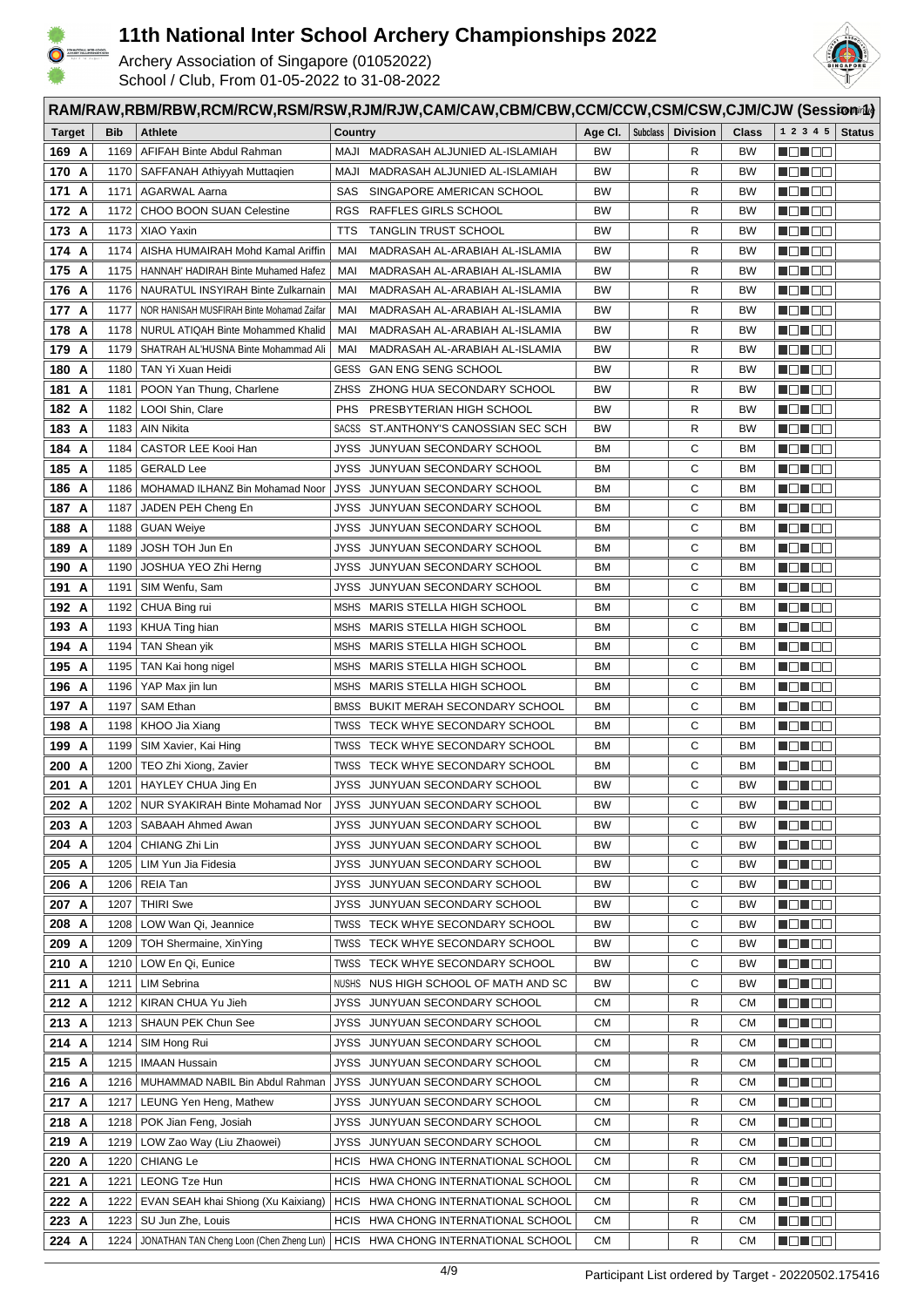# 11th National Inter School Archery Championships 2022

Archery Association of Singapore (01052022)
School / Club, From 01-05-2022 to 31-08-2022

## RAM/RAW,RBM/RBW,RCM/RCW,RSM/RSW,RJM/RJW,CAM/CAW,CBM/CBW,CCM/CCW,CSM/CSW,CJM/CJW (Session 1)

| Target | Bib | Athlete | Country | | Age Cl. | Subclass | Division | Class | 1 2 3 4 5 | Status |
|---|---|---|---|---|---|---|---|---|---|---|
| 169 A | 1169 | AFIFAH Binte Abdul Rahman | MAJI | MADRASAH ALJUNIED AL-ISLAMIAH | BW | | R | BW | | |
| 170 A | 1170 | SAFFANAH Athiyyah Muttaqien | MAJI | MADRASAH ALJUNIED AL-ISLAMIAH | BW | | R | BW | | |
| 171 A | 1171 | AGARWAL Aarna | SAS | SINGAPORE AMERICAN SCHOOL | BW | | R | BW | | |
| 172 A | 1172 | CHOO BOON SUAN Celestine | RGS | RAFFLES GIRLS SCHOOL | BW | | R | BW | | |
| 173 A | 1173 | XIAO Yaxin | TTS | TANGLIN TRUST SCHOOL | BW | | R | BW | | |
| 174 A | 1174 | AISHA HUMAIRAH Mohd Kamal Ariffin | MAI | MADRASAH AL-ARABIAH AL-ISLAMIA | BW | | R | BW | | |
| 175 A | 1175 | HANNAH' HADIRAH Binte Muhamed Hafez | MAI | MADRASAH AL-ARABIAH AL-ISLAMIA | BW | | R | BW | | |
| 176 A | 1176 | NAURATUL INSYIRAH Binte Zulkarnain | MAI | MADRASAH AL-ARABIAH AL-ISLAMIA | BW | | R | BW | | |
| 177 A | 1177 | NOR HANISAH MUSFIRAH Binte Mohamad Zaifar | MAI | MADRASAH AL-ARABIAH AL-ISLAMIA | BW | | R | BW | | |
| 178 A | 1178 | NURUL ATIQAH Binte Mohammed Khalid | MAI | MADRASAH AL-ARABIAH AL-ISLAMIA | BW | | R | BW | | |
| 179 A | 1179 | SHATRAH AL'HUSNA Binte Mohammad Ali | MAI | MADRASAH AL-ARABIAH AL-ISLAMIA | BW | | R | BW | | |
| 180 A | 1180 | TAN Yi Xuan Heidi | GESS | GAN ENG SENG SCHOOL | BW | | R | BW | | |
| 181 A | 1181 | POON Yan Thung, Charlene | ZHSS | ZHONG HUA SECONDARY SCHOOL | BW | | R | BW | | |
| 182 A | 1182 | LOOI Shin, Clare | PHS | PRESBYTERIAN HIGH SCHOOL | BW | | R | BW | | |
| 183 A | 1183 | AIN Nikita | SACSS | ST.ANTHONY'S CANOSSIAN SEC SCH | BW | | R | BW | | |
| 184 A | 1184 | CASTOR LEE Kooi Han | JYSS | JUNYUAN SECONDARY SCHOOL | BM | | C | BM | | |
| 185 A | 1185 | GERALD Lee | JYSS | JUNYUAN SECONDARY SCHOOL | BM | | C | BM | | |
| 186 A | 1186 | MOHAMAD ILHANZ Bin Mohamad Noor | JYSS | JUNYUAN SECONDARY SCHOOL | BM | | C | BM | | |
| 187 A | 1187 | JADEN PEH Cheng En | JYSS | JUNYUAN SECONDARY SCHOOL | BM | | C | BM | | |
| 188 A | 1188 | GUAN Weiye | JYSS | JUNYUAN SECONDARY SCHOOL | BM | | C | BM | | |
| 189 A | 1189 | JOSH TOH Jun En | JYSS | JUNYUAN SECONDARY SCHOOL | BM | | C | BM | | |
| 190 A | 1190 | JOSHUA YEO Zhi Herng | JYSS | JUNYUAN SECONDARY SCHOOL | BM | | C | BM | | |
| 191 A | 1191 | SIM Wenfu, Sam | JYSS | JUNYUAN SECONDARY SCHOOL | BM | | C | BM | | |
| 192 A | 1192 | CHUA Bing rui | MSHS | MARIS STELLA HIGH SCHOOL | BM | | C | BM | | |
| 193 A | 1193 | KHUA Ting hian | MSHS | MARIS STELLA HIGH SCHOOL | BM | | C | BM | | |
| 194 A | 1194 | TAN Shean yik | MSHS | MARIS STELLA HIGH SCHOOL | BM | | C | BM | | |
| 195 A | 1195 | TAN Kai hong nigel | MSHS | MARIS STELLA HIGH SCHOOL | BM | | C | BM | | |
| 196 A | 1196 | YAP Max jin lun | MSHS | MARIS STELLA HIGH SCHOOL | BM | | C | BM | | |
| 197 A | 1197 | SAM Ethan | BMSS | BUKIT MERAH SECONDARY SCHOOL | BM | | C | BM | | |
| 198 A | 1198 | KHOO Jia Xiang | TWSS | TECK WHYE SECONDARY SCHOOL | BM | | C | BM | | |
| 199 A | 1199 | SIM Xavier, Kai Hing | TWSS | TECK WHYE SECONDARY SCHOOL | BM | | C | BM | | |
| 200 A | 1200 | TEO Zhi Xiong, Zavier | TWSS | TECK WHYE SECONDARY SCHOOL | BM | | C | BM | | |
| 201 A | 1201 | HAYLEY CHUA Jing En | JYSS | JUNYUAN SECONDARY SCHOOL | BW | | C | BW | | |
| 202 A | 1202 | NUR SYAKIRAH Binte Mohamad Nor | JYSS | JUNYUAN SECONDARY SCHOOL | BW | | C | BW | | |
| 203 A | 1203 | SABAAH Ahmed Awan | JYSS | JUNYUAN SECONDARY SCHOOL | BW | | C | BW | | |
| 204 A | 1204 | CHIANG Zhi Lin | JYSS | JUNYUAN SECONDARY SCHOOL | BW | | C | BW | | |
| 205 A | 1205 | LIM Yun Jia Fidesia | JYSS | JUNYUAN SECONDARY SCHOOL | BW | | C | BW | | |
| 206 A | 1206 | REIA Tan | JYSS | JUNYUAN SECONDARY SCHOOL | BW | | C | BW | | |
| 207 A | 1207 | THIRI Swe | JYSS | JUNYUAN SECONDARY SCHOOL | BW | | C | BW | | |
| 208 A | 1208 | LOW Wan Qi, Jeannice | TWSS | TECK WHYE SECONDARY SCHOOL | BW | | C | BW | | |
| 209 A | 1209 | TOH Shermaine, XinYing | TWSS | TECK WHYE SECONDARY SCHOOL | BW | | C | BW | | |
| 210 A | 1210 | LOW En Qi, Eunice | TWSS | TECK WHYE SECONDARY SCHOOL | BW | | C | BW | | |
| 211 A | 1211 | LIM Sebrina | NUSHS | NUS HIGH SCHOOL OF MATH AND SC | BW | | C | BW | | |
| 212 A | 1212 | KIRAN CHUA Yu Jieh | JYSS | JUNYUAN SECONDARY SCHOOL | CM | | R | CM | | |
| 213 A | 1213 | SHAUN PEK Chun See | JYSS | JUNYUAN SECONDARY SCHOOL | CM | | R | CM | | |
| 214 A | 1214 | SIM Hong Rui | JYSS | JUNYUAN SECONDARY SCHOOL | CM | | R | CM | | |
| 215 A | 1215 | IMAAN Hussain | JYSS | JUNYUAN SECONDARY SCHOOL | CM | | R | CM | | |
| 216 A | 1216 | MUHAMMAD NABIL Bin Abdul Rahman | JYSS | JUNYUAN SECONDARY SCHOOL | CM | | R | CM | | |
| 217 A | 1217 | LEUNG Yen Heng, Mathew | JYSS | JUNYUAN SECONDARY SCHOOL | CM | | R | CM | | |
| 218 A | 1218 | POK Jian Feng, Josiah | JYSS | JUNYUAN SECONDARY SCHOOL | CM | | R | CM | | |
| 219 A | 1219 | LOW Zao Way (Liu Zhaowei) | JYSS | JUNYUAN SECONDARY SCHOOL | CM | | R | CM | | |
| 220 A | 1220 | CHIANG Le | HCIS | HWA CHONG INTERNATIONAL SCHOOL | CM | | R | CM | | |
| 221 A | 1221 | LEONG Tze Hun | HCIS | HWA CHONG INTERNATIONAL SCHOOL | CM | | R | CM | | |
| 222 A | 1222 | EVAN SEAH khai Shiong (Xu Kaixiang) | HCIS | HWA CHONG INTERNATIONAL SCHOOL | CM | | R | CM | | |
| 223 A | 1223 | SU Jun Zhe, Louis | HCIS | HWA CHONG INTERNATIONAL SCHOOL | CM | | R | CM | | |
| 224 A | 1224 | JONATHAN TAN Cheng Loon (Chen Zheng Lun) | HCIS | HWA CHONG INTERNATIONAL SCHOOL | CM | | R | CM | | |

Participant List ordered by Target - 20220502.175416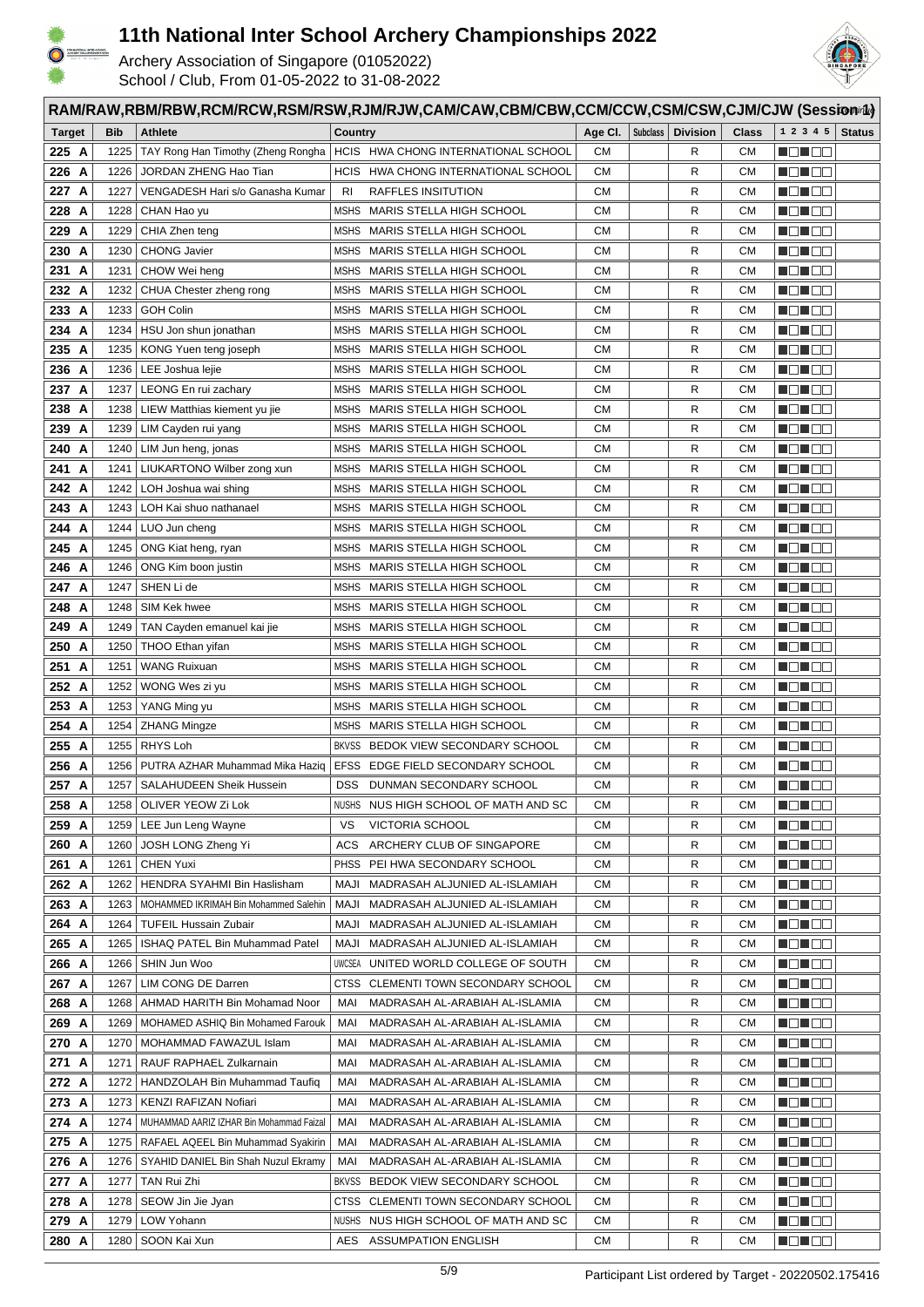# 11th National Inter School Archery Championships 2022

Archery Association of Singapore (01052022)
School / Club, From 01-05-2022 to 31-08-2022

## RAM/RAW,RBM/RBW,RCM/RCW,RSM/RSW,RJM/RJW,CAM/CAW,CBM/CBW,CCM/CCW,CSM/CSW,CJM/CJW (Session 1)

| Target | Bib | Athlete | Country | Age Cl. | Subclass | Division | Class | 1 2 3 4 5 | Status |
|---|---|---|---|---|---|---|---|---|---|
| 225 A | 1225 | TAY Rong Han Timothy (Zheng Rongha | HCIS HWA CHONG INTERNATIONAL SCHOOL | CM | | R | CM | | |
| 226 A | 1226 | JORDAN ZHENG Hao Tian | HCIS HWA CHONG INTERNATIONAL SCHOOL | CM | | R | CM | | |
| 227 A | 1227 | VENGADESH Hari s/o Ganasha Kumar | RI RAFFLES INSITUTION | CM | | R | CM | | |
| 228 A | 1228 | CHAN Hao yu | MSHS MARIS STELLA HIGH SCHOOL | CM | | R | CM | | |
| 229 A | 1229 | CHIA Zhen teng | MSHS MARIS STELLA HIGH SCHOOL | CM | | R | CM | | |
| 230 A | 1230 | CHONG Javier | MSHS MARIS STELLA HIGH SCHOOL | CM | | R | CM | | |
| 231 A | 1231 | CHOW Wei heng | MSHS MARIS STELLA HIGH SCHOOL | CM | | R | CM | | |
| 232 A | 1232 | CHUA Chester zheng rong | MSHS MARIS STELLA HIGH SCHOOL | CM | | R | CM | | |
| 233 A | 1233 | GOH Colin | MSHS MARIS STELLA HIGH SCHOOL | CM | | R | CM | | |
| 234 A | 1234 | HSU Jon shun jonathan | MSHS MARIS STELLA HIGH SCHOOL | CM | | R | CM | | |
| 235 A | 1235 | KONG Yuen teng joseph | MSHS MARIS STELLA HIGH SCHOOL | CM | | R | CM | | |
| 236 A | 1236 | LEE Joshua lejie | MSHS MARIS STELLA HIGH SCHOOL | CM | | R | CM | | |
| 237 A | 1237 | LEONG En rui zachary | MSHS MARIS STELLA HIGH SCHOOL | CM | | R | CM | | |
| 238 A | 1238 | LIEW Matthias kiement yu jie | MSHS MARIS STELLA HIGH SCHOOL | CM | | R | CM | | |
| 239 A | 1239 | LIM Cayden rui yang | MSHS MARIS STELLA HIGH SCHOOL | CM | | R | CM | | |
| 240 A | 1240 | LIM Jun heng, jonas | MSHS MARIS STELLA HIGH SCHOOL | CM | | R | CM | | |
| 241 A | 1241 | LIUKARTONO Wilber zong xun | MSHS MARIS STELLA HIGH SCHOOL | CM | | R | CM | | |
| 242 A | 1242 | LOH Joshua wai shing | MSHS MARIS STELLA HIGH SCHOOL | CM | | R | CM | | |
| 243 A | 1243 | LOH Kai shuo nathanael | MSHS MARIS STELLA HIGH SCHOOL | CM | | R | CM | | |
| 244 A | 1244 | LUO Jun cheng | MSHS MARIS STELLA HIGH SCHOOL | CM | | R | CM | | |
| 245 A | 1245 | ONG Kiat heng, ryan | MSHS MARIS STELLA HIGH SCHOOL | CM | | R | CM | | |
| 246 A | 1246 | ONG Kim boon justin | MSHS MARIS STELLA HIGH SCHOOL | CM | | R | CM | | |
| 247 A | 1247 | SHEN Li de | MSHS MARIS STELLA HIGH SCHOOL | CM | | R | CM | | |
| 248 A | 1248 | SIM Kek hwee | MSHS MARIS STELLA HIGH SCHOOL | CM | | R | CM | | |
| 249 A | 1249 | TAN Cayden emanuel kai jie | MSHS MARIS STELLA HIGH SCHOOL | CM | | R | CM | | |
| 250 A | 1250 | THOO Ethan yifan | MSHS MARIS STELLA HIGH SCHOOL | CM | | R | CM | | |
| 251 A | 1251 | WANG Ruixuan | MSHS MARIS STELLA HIGH SCHOOL | CM | | R | CM | | |
| 252 A | 1252 | WONG Wes zi yu | MSHS MARIS STELLA HIGH SCHOOL | CM | | R | CM | | |
| 253 A | 1253 | YANG Ming yu | MSHS MARIS STELLA HIGH SCHOOL | CM | | R | CM | | |
| 254 A | 1254 | ZHANG Mingze | MSHS MARIS STELLA HIGH SCHOOL | CM | | R | CM | | |
| 255 A | 1255 | RHYS Loh | BKVSS BEDOK VIEW SECONDARY SCHOOL | CM | | R | CM | | |
| 256 A | 1256 | PUTRA AZHAR Muhammad Mika Haziq | EFSS EDGE FIELD SECONDARY SCHOOL | CM | | R | CM | | |
| 257 A | 1257 | SALAHUDEEN Sheik Hussein | DSS DUNMAN SECONDARY SCHOOL | CM | | R | CM | | |
| 258 A | 1258 | OLIVER YEOW Zi Lok | NUSHS NUS HIGH SCHOOL OF MATH AND SC | CM | | R | CM | | |
| 259 A | 1259 | LEE Jun Leng Wayne | VS VICTORIA SCHOOL | CM | | R | CM | | |
| 260 A | 1260 | JOSH LONG Zheng Yi | ACS ARCHERY CLUB OF SINGAPORE | CM | | R | CM | | |
| 261 A | 1261 | CHEN Yuxi | PHSS PEI HWA SECONDARY SCHOOL | CM | | R | CM | | |
| 262 A | 1262 | HENDRA SYAHMI Bin Haslisham | MAJI MADRASAH ALJUNIED AL-ISLAMIAH | CM | | R | CM | | |
| 263 A | 1263 | MOHAMMED IKRIMAH Bin Mohammed Salehin | MAJI MADRASAH ALJUNIED AL-ISLAMIAH | CM | | R | CM | | |
| 264 A | 1264 | TUFEIL Hussain Zubair | MAJI MADRASAH ALJUNIED AL-ISLAMIAH | CM | | R | CM | | |
| 265 A | 1265 | ISHAQ PATEL Bin Muhammad Patel | MAJI MADRASAH ALJUNIED AL-ISLAMIAH | CM | | R | CM | | |
| 266 A | 1266 | SHIN Jun Woo | UWCSEA UNITED WORLD COLLEGE OF SOUTH | CM | | R | CM | | |
| 267 A | 1267 | LIM CONG DE Darren | CTSS CLEMENTI TOWN SECONDARY SCHOOL | CM | | R | CM | | |
| 268 A | 1268 | AHMAD HARITH Bin Mohamad Noor | MAI MADRASAH AL-ARABIAH AL-ISLAMIA | CM | | R | CM | | |
| 269 A | 1269 | MOHAMED ASHIQ Bin Mohamed Farouk | MAI MADRASAH AL-ARABIAH AL-ISLAMIA | CM | | R | CM | | |
| 270 A | 1270 | MOHAMMAD FAWAZUL Islam | MAI MADRASAH AL-ARABIAH AL-ISLAMIA | CM | | R | CM | | |
| 271 A | 1271 | RAUF RAPHAEL Zulkarnain | MAI MADRASAH AL-ARABIAH AL-ISLAMIA | CM | | R | CM | | |
| 272 A | 1272 | HANDZOLAH Bin Muhammad Taufiq | MAI MADRASAH AL-ARABIAH AL-ISLAMIA | CM | | R | CM | | |
| 273 A | 1273 | KENZI RAFIZAN Nofiari | MAI MADRASAH AL-ARABIAH AL-ISLAMIA | CM | | R | CM | | |
| 274 A | 1274 | MUHAMMAD AARIZ IZHAR Bin Mohammad Faizal | MAI MADRASAH AL-ARABIAH AL-ISLAMIA | CM | | R | CM | | |
| 275 A | 1275 | RAFAEL AQEEL Bin Muhammad Syakirin | MAI MADRASAH AL-ARABIAH AL-ISLAMIA | CM | | R | CM | | |
| 276 A | 1276 | SYAHID DANIEL Bin Shah Nuzul Ekramy | MAI MADRASAH AL-ARABIAH AL-ISLAMIA | CM | | R | CM | | |
| 277 A | 1277 | TAN Rui Zhi | BKVSS BEDOK VIEW SECONDARY SCHOOL | CM | | R | CM | | |
| 278 A | 1278 | SEOW Jin Jie Jyan | CTSS CLEMENTI TOWN SECONDARY SCHOOL | CM | | R | CM | | |
| 279 A | 1279 | LOW Yohann | NUSHS NUS HIGH SCHOOL OF MATH AND SC | CM | | R | CM | | |
| 280 A | 1280 | SOON Kai Xun | AES ASSUMPTION ENGLISH | CM | | R | CM | | |

Participant List ordered by Target - 20220502.175416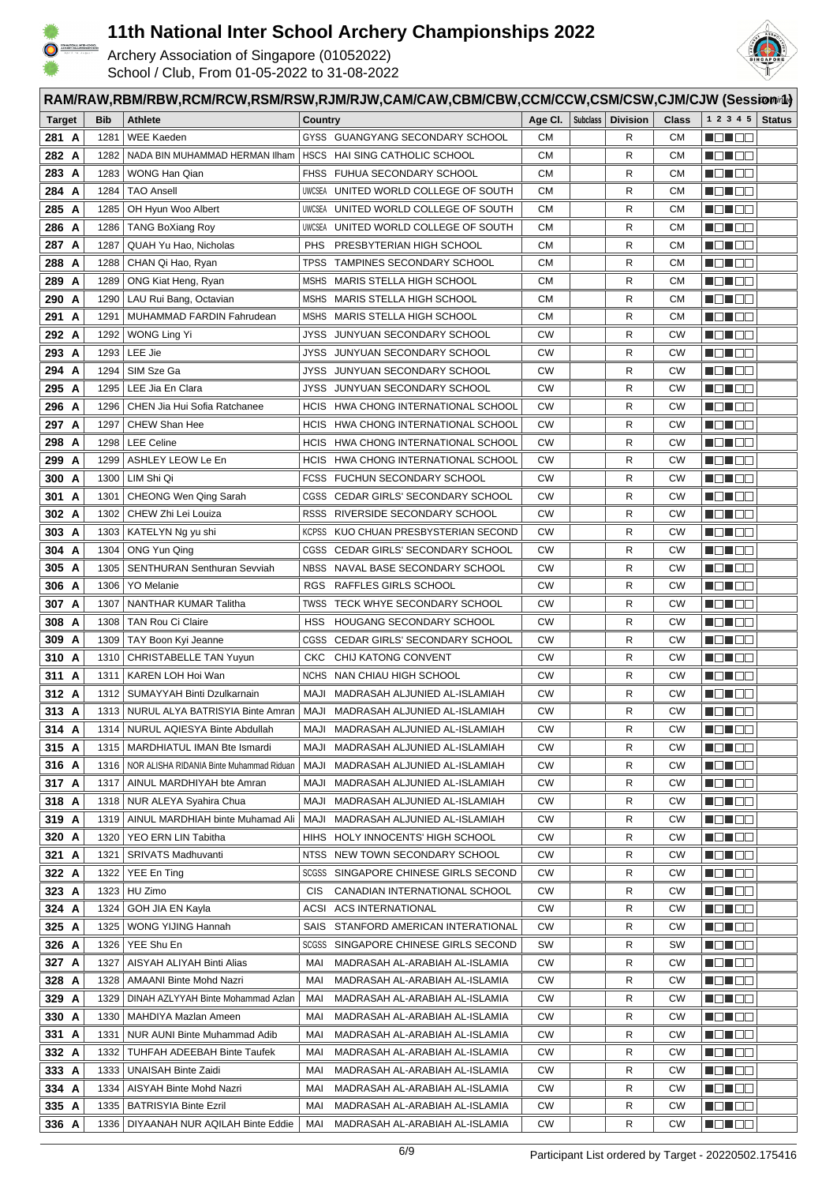# 11th National Inter School Archery Championships 2022

Archery Association of Singapore (01052022)
School / Club, From 01-05-2022 to 31-08-2022

## RAM/RAW,RBM/RBW,RCM/RCW,RSM/RSW,RJM/RJW,CAM/CAW,CBM/CBW,CCM/CCW,CSM/CSW,CJM/CJW (Session 1)

| Target | Bib | Athlete | Country | Age Cl. | Subclass | Division | Class | 1 2 3 4 5 | Status |
|---|---|---|---|---|---|---|---|---|---|
| 281 A | 1281 | WEE Kaeden | GYSS GUANGYANG SECONDARY SCHOOL | CM | | R | CM | | |
| 282 A | 1282 | NADA BIN MUHAMMAD HERMAN Ilham | HSCS HAI SING CATHOLIC SCHOOL | CM | | R | CM | | |
| 283 A | 1283 | WONG Han Qian | FHSS FUHUA SECONDARY SCHOOL | CM | | R | CM | | |
| 284 A | 1284 | TAO Ansell | UWCSEA UNITED WORLD COLLEGE OF SOUTH | CM | | R | CM | | |
| 285 A | 1285 | OH Hyun Woo Albert | UWCSEA UNITED WORLD COLLEGE OF SOUTH | CM | | R | CM | | |
| 286 A | 1286 | TANG BoXiang Roy | UWCSEA UNITED WORLD COLLEGE OF SOUTH | CM | | R | CM | | |
| 287 A | 1287 | QUAH Yu Hao, Nicholas | PHS PRESBYTERIAN HIGH SCHOOL | CM | | R | CM | | |
| 288 A | 1288 | CHAN Qi Hao, Ryan | TPSS TAMPINES SECONDARY SCHOOL | CM | | R | CM | | |
| 289 A | 1289 | ONG Kiat Heng, Ryan | MSHS MARIS STELLA HIGH SCHOOL | CM | | R | CM | | |
| 290 A | 1290 | LAU Rui Bang, Octavian | MSHS MARIS STELLA HIGH SCHOOL | CM | | R | CM | | |
| 291 A | 1291 | MUHAMMAD FARDIN Fahrudean | MSHS MARIS STELLA HIGH SCHOOL | CM | | R | CM | | |
| 292 A | 1292 | WONG Ling Yi | JYSS JUNYUAN SECONDARY SCHOOL | CW | | R | CW | | |
| 293 A | 1293 | LEE Jie | JYSS JUNYUAN SECONDARY SCHOOL | CW | | R | CW | | |
| 294 A | 1294 | SIM Sze Ga | JYSS JUNYUAN SECONDARY SCHOOL | CW | | R | CW | | |
| 295 A | 1295 | LEE Jia En Clara | JYSS JUNYUAN SECONDARY SCHOOL | CW | | R | CW | | |
| 296 A | 1296 | CHEN Jia Hui Sofia Ratchanee | HCIS HWA CHONG INTERNATIONAL SCHOOL | CW | | R | CW | | |
| 297 A | 1297 | CHEW Shan Hee | HCIS HWA CHONG INTERNATIONAL SCHOOL | CW | | R | CW | | |
| 298 A | 1298 | LEE Celine | HCIS HWA CHONG INTERNATIONAL SCHOOL | CW | | R | CW | | |
| 299 A | 1299 | ASHLEY LEOW Le En | HCIS HWA CHONG INTERNATIONAL SCHOOL | CW | | R | CW | | |
| 300 A | 1300 | LIM Shi Qi | FCSS FUCHUN SECONDARY SCHOOL | CW | | R | CW | | |
| 301 A | 1301 | CHEONG Wen Qing Sarah | CGSS CEDAR GIRLS' SECONDARY SCHOOL | CW | | R | CW | | |
| 302 A | 1302 | CHEW Zhi Lei Louiza | RSSS RIVERSIDE SECONDARY SCHOOL | CW | | R | CW | | |
| 303 A | 1303 | KATELYN Ng yu shi | KCPSS KUO CHUAN PRESBYTERIAN SECOND | CW | | R | CW | | |
| 304 A | 1304 | ONG Yun Qing | CGSS CEDAR GIRLS' SECONDARY SCHOOL | CW | | R | CW | | |
| 305 A | 1305 | SENTHURAN Senthuran Sevviah | NBSS NAVAL BASE SECONDARY SCHOOL | CW | | R | CW | | |
| 306 A | 1306 | YO Melanie | RGS RAFFLES GIRLS SCHOOL | CW | | R | CW | | |
| 307 A | 1307 | NANTHAR KUMAR Talitha | TWSS TECK WHYE SECONDARY SCHOOL | CW | | R | CW | | |
| 308 A | 1308 | TAN Rou Ci Claire | HSS HOUGANG SECONDARY SCHOOL | CW | | R | CW | | |
| 309 A | 1309 | TAY Boon Kyi Jeanne | CGSS CEDAR GIRLS' SECONDARY SCHOOL | CW | | R | CW | | |
| 310 A | 1310 | CHRISTABELLE TAN Yuyun | CKC CHIJ KATONG CONVENT | CW | | R | CW | | |
| 311 A | 1311 | KAREN LOH Hoi Wan | NCHS NAN CHIAU HIGH SCHOOL | CW | | R | CW | | |
| 312 A | 1312 | SUMAYYAH Binti Dzulkarnain | MAJI MADRASAH ALJUNIED AL-ISLAMIAH | CW | | R | CW | | |
| 313 A | 1313 | NURUL ALYA BATRISYIA Binte Amran | MAJI MADRASAH ALJUNIED AL-ISLAMIAH | CW | | R | CW | | |
| 314 A | 1314 | NURUL AQIESYA Binte Abdullah | MAJI MADRASAH ALJUNIED AL-ISLAMIAH | CW | | R | CW | | |
| 315 A | 1315 | MARDHIATUL IMAN Bte Ismardi | MAJI MADRASAH ALJUNIED AL-ISLAMIAH | CW | | R | CW | | |
| 316 A | 1316 | NOR ALISHA RIDANIA Binte Muhammad Riduan | MAJI MADRASAH ALJUNIED AL-ISLAMIAH | CW | | R | CW | | |
| 317 A | 1317 | AINUL MARDHIYAH bte Amran | MAJI MADRASAH ALJUNIED AL-ISLAMIAH | CW | | R | CW | | |
| 318 A | 1318 | NUR ALEYA Syahira Chua | MAJI MADRASAH ALJUNIED AL-ISLAMIAH | CW | | R | CW | | |
| 319 A | 1319 | AINUL MARDHIAH binte Muhamad Ali | MAJI MADRASAH ALJUNIED AL-ISLAMIAH | CW | | R | CW | | |
| 320 A | 1320 | YEO ERN LIN Tabitha | HIHS HOLY INNOCENTS' HIGH SCHOOL | CW | | R | CW | | |
| 321 A | 1321 | SRIVATS Madhuvanti | NTSS NEW TOWN SECONDARY SCHOOL | CW | | R | CW | | |
| 322 A | 1322 | YEE En Ting | SCGSS SINGAPORE CHINESE GIRLS SECOND | CW | | R | CW | | |
| 323 A | 1323 | HU Zimo | CIS CANADIAN INTERNATIONAL SCHOOL | CW | | R | CW | | |
| 324 A | 1324 | GOH JIA EN Kayla | ACSI ACS INTERNATIONAL | CW | | R | CW | | |
| 325 A | 1325 | WONG YIJING Hannah | SAIS STANFORD AMERICAN INTERATIONAL | CW | | R | CW | | |
| 326 A | 1326 | YEE Shu En | SCGSS SINGAPORE CHINESE GIRLS SECOND | SW | | R | SW | | |
| 327 A | 1327 | AISYAH ALIYAH Binti Alias | MAI MADRASAH AL-ARABIAH AL-ISLAMIA | CW | | R | CW | | |
| 328 A | 1328 | AMAANI Binte Mohd Nazri | MAI MADRASAH AL-ARABIAH AL-ISLAMIA | CW | | R | CW | | |
| 329 A | 1329 | DINAH AZLYYAH Binte Mohammad Azlan | MAI MADRASAH AL-ARABIAH AL-ISLAMIA | CW | | R | CW | | |
| 330 A | 1330 | MAHDIYA Mazlan Ameen | MAI MADRASAH AL-ARABIAH AL-ISLAMIA | CW | | R | CW | | |
| 331 A | 1331 | NUR AUNI Binte Muhammad Adib | MAI MADRASAH AL-ARABIAH AL-ISLAMIA | CW | | R | CW | | |
| 332 A | 1332 | TUHFAH ADEEBAH Binte Taufek | MAI MADRASAH AL-ARABIAH AL-ISLAMIA | CW | | R | CW | | |
| 333 A | 1333 | UNAISAH Binte Zaidi | MAI MADRASAH AL-ARABIAH AL-ISLAMIA | CW | | R | CW | | |
| 334 A | 1334 | AISYAH Binte Mohd Nazri | MAI MADRASAH AL-ARABIAH AL-ISLAMIA | CW | | R | CW | | |
| 335 A | 1335 | BATRISYIA Binte Ezril | MAI MADRASAH AL-ARABIAH AL-ISLAMIA | CW | | R | CW | | |
| 336 A | 1336 | DIYAANAH NUR AQILAH Binte Eddie | MAI MADRASAH AL-ARABIAH AL-ISLAMIA | CW | | R | CW | | |

Participant List ordered by Target - 20220502.175416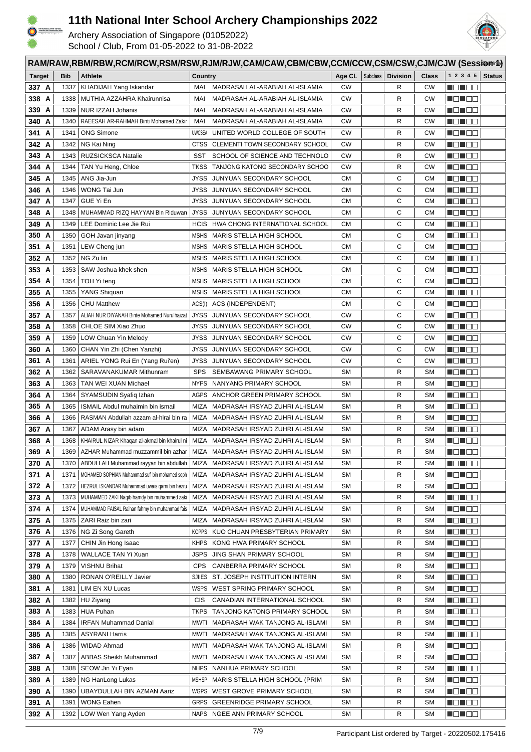# 11th National Inter School Archery Championships 2022

Archery Association of Singapore (01052022)
School / Club, From 01-05-2022 to 31-08-2022

## RAM/RAW,RBM/RBW,RCM/RCW,RSM/RSW,RJM/RJW,CAM/CAW,CBM/CBW,CCM/CCW,CSM/CSW,CJM/CJW (Session 1)

| Target | Bib | Athlete | Country | | Age Cl. | Subclass | Division | Class | 1 2 3 4 5 | Status |
|---|---|---|---|---|---|---|---|---|---|---|
| 337 A | 1337 | KHADIJAH Yang Iskandar | MAI | MADRASAH AL-ARABIAH AL-ISLAMIA | CW | | R | CW | | |
| 338 A | 1338 | MUTHIA AZZAHRA Khairunnisa | MAI | MADRASAH AL-ARABIAH AL-ISLAMIA | CW | | R | CW | | |
| 339 A | 1339 | NUR IZZAH Johanis | MAI | MADRASAH AL-ARABIAH AL-ISLAMIA | CW | | R | CW | | |
| 340 A | 1340 | RAEESAH AR-RAHMAH Binti Mohamed Zakir | MAI | MADRASAH AL-ARABIAH AL-ISLAMIA | CW | | R | CW | | |
| 341 A | 1341 | ONG Simone | UWCSEA | UNITED WORLD COLLEGE OF SOUTH | CW | | R | CW | | |
| 342 A | 1342 | NG Kai Ning | CTSS | CLEMENTI TOWN SECONDARY SCHOOL | CW | | R | CW | | |
| 343 A | 1343 | RUZSICKSCA Natalie | SST | SCHOOL OF SCIENCE AND TECHNOLO | CW | | R | CW | | |
| 344 A | 1344 | TAN Yu Heng, Chloe | TKSS | TANJONG KATONG SECONDARY SCHOO | CW | | R | CW | | |
| 345 A | 1345 | ANG Jia-Jun | JYSS | JUNYUAN SECONDARY SCHOOL | CM | | C | CM | | |
| 346 A | 1346 | WONG Tai Jun | JYSS | JUNYUAN SECONDARY SCHOOL | CM | | C | CM | | |
| 347 A | 1347 | GUE Yi En | JYSS | JUNYUAN SECONDARY SCHOOL | CM | | C | CM | | |
| 348 A | 1348 | MUHAMMAD RIZQ HAYYAN Bin Riduwan | JYSS | JUNYUAN SECONDARY SCHOOL | CM | | C | CM | | |
| 349 A | 1349 | LEE Dominic Lee Jie Rui | HCIS | HWA CHONG INTERNATIONAL SCHOOL | CM | | C | CM | | |
| 350 A | 1350 | GOH Javan jinyang | MSHS | MARIS STELLA HIGH SCHOOL | CM | | C | CM | | |
| 351 A | 1351 | LEW Cheng jun | MSHS | MARIS STELLA HIGH SCHOOL | CM | | C | CM | | |
| 352 A | 1352 | NG Zu lin | MSHS | MARIS STELLA HIGH SCHOOL | CM | | C | CM | | |
| 353 A | 1353 | SAW Joshua khek shen | MSHS | MARIS STELLA HIGH SCHOOL | CM | | C | CM | | |
| 354 A | 1354 | TOH Yi feng | MSHS | MARIS STELLA HIGH SCHOOL | CM | | C | CM | | |
| 355 A | 1355 | YANG Shiquan | MSHS | MARIS STELLA HIGH SCHOOL | CM | | C | CM | | |
| 356 A | 1356 | CHU Matthew | ACS(I) | ACS (INDEPENDENT) | CM | | C | CM | | |
| 357 A | 1357 | ALIAH NUR DIYANAH Binte Mohamed Nurulhaizat | JYSS | JUNYUAN SECONDARY SCHOOL | CW | | C | CW | | |
| 358 A | 1358 | CHLOE SIM Xiao Zhuo | JYSS | JUNYUAN SECONDARY SCHOOL | CW | | C | CW | | |
| 359 A | 1359 | LOW Chuan Yin Melody | JYSS | JUNYUAN SECONDARY SCHOOL | CW | | C | CW | | |
| 360 A | 1360 | CHAN Yin Zhi (Chen Yanzhi) | JYSS | JUNYUAN SECONDARY SCHOOL | CW | | C | CW | | |
| 361 A | 1361 | ARIEL YONG Rui En (Yang Rui'en) | JYSS | JUNYUAN SECONDARY SCHOOL | CW | | C | CW | | |
| 362 A | 1362 | SARAVANAKUMAR Mithunram | SPS | SEMBAWANG PRIMARY SCHOOL | SM | | R | SM | | |
| 363 A | 1363 | TAN WEI XUAN Michael | NYPS | NANYANG PRIMARY SCHOOL | SM | | R | SM | | |
| 364 A | 1364 | SYAMSUDIN Syafiq Izhan | AGPS | ANCHOR GREEN PRIMARY SCHOOL | SM | | R | SM | | |
| 365 A | 1365 | ISMAIL Abdul muhaimin bin ismail | MIZA | MADRASAH IRSYAD ZUHRI AL-ISLAM | SM | | R | SM | | |
| 366 A | 1366 | RASMAN Abdullah azzam al-hirai bin ra | MIZA | MADRASAH IRSYAD ZUHRI AL-ISLAM | SM | | R | SM | | |
| 367 A | 1367 | ADAM Arasy bin adam | MIZA | MADRASAH IRSYAD ZUHRI AL-ISLAM | SM | | R | SM | | |
| 368 A | 1368 | KHAIRUL NIZAR Khaqan al-akmal bin khairul ni | MIZA | MADRASAH IRSYAD ZUHRI AL-ISLAM | SM | | R | SM | | |
| 369 A | 1369 | AZHAR Muhammad muzzammil bin azhar | MIZA | MADRASAH IRSYAD ZUHRI AL-ISLAM | SM | | R | SM | | |
| 370 A | 1370 | ABDULLAH Muhammad rayyan bin abdullah | MIZA | MADRASAH IRSYAD ZUHRI AL-ISLAM | SM | | R | SM | | |
| 371 A | 1371 | MOHAMED SOPHIAN Muhammad sufi bin mohamed soph | MIZA | MADRASAH IRSYAD ZUHRI AL-ISLAM | SM | | R | SM | | |
| 372 A | 1372 | HEZRUL ISKANDAR Muhammad uwais qarni bin hezru | MIZA | MADRASAH IRSYAD ZUHRI AL-ISLAM | SM | | R | SM | | |
| 373 A | 1373 | MUHAMMED ZAKI Naqib hamdy bin muhammed zaki | MIZA | MADRASAH IRSYAD ZUHRI AL-ISLAM | SM | | R | SM | | |
| 374 A | 1374 | MUHAMMAD FAISAL Raihan fahmy bin muhammad fais | MIZA | MADRASAH IRSYAD ZUHRI AL-ISLAM | SM | | R | SM | | |
| 375 A | 1375 | ZARI Raiz bin zari | MIZA | MADRASAH IRSYAD ZUHRI AL-ISLAM | SM | | R | SM | | |
| 376 A | 1376 | NG Zi Song Gareth | KCPPS | KUO CHUAN PRESBYTERIAN PRIMARY | SM | | R | SM | | |
| 377 A | 1377 | CHIN Jin Hong Isaac | KHPS | KONG HWA PRIMARY SCHOOL | SM | | R | SM | | |
| 378 A | 1378 | WALLACE TAN Yi Xuan | JSPS | JING SHAN PRIMARY SCHOOL | SM | | R | SM | | |
| 379 A | 1379 | VISHNU Brihat | CPS | CANBERRA PRIMARY SCHOOL | SM | | R | SM | | |
| 380 A | 1380 | RONAN O'REILLY Javier | SJIIES | ST. JOSEPH INSTITUITION INTERN | SM | | R | SM | | |
| 381 A | 1381 | LIM EN XU Lucas | WSPS | WEST SPRING PRIMARY SCHOOL | SM | | R | SM | | |
| 382 A | 1382 | HU Ziyang | CIS | CANADIAN INTERNATIONAL SCHOOL | SM | | R | SM | | |
| 383 A | 1383 | HUA Puhan | TKPS | TANJONG KATONG PRIMARY SCHOOL | SM | | R | SM | | |
| 384 A | 1384 | IRFAN Muhammad Danial | MWTI | MADRASAH WAK TANJONG AL-ISLAMI | SM | | R | SM | | |
| 385 A | 1385 | ASYRANI Harris | MWTI | MADRASAH WAK TANJONG AL-ISLAMI | SM | | R | SM | | |
| 386 A | 1386 | WIDAD Ahmad | MWTI | MADRASAH WAK TANJONG AL-ISLAMI | SM | | R | SM | | |
| 387 A | 1387 | ABBAS Sheikh Muhammad | MWTI | MADRASAH WAK TANJONG AL-ISLAMI | SM | | R | SM | | |
| 388 A | 1388 | SEOW Jin Yi Eyan | NHPS | NANHUA PRIMARY SCHOOL | SM | | R | SM | | |
| 389 A | 1389 | NG HanLong Lukas | MSHSP | MARIS STELLA HIGH SCHOOL (PRIM | SM | | R | SM | | |
| 390 A | 1390 | UBAYDULLAH BIN AZMAN Aariz | WGPS | WEST GROVE PRIMARY SCHOOL | SM | | R | SM | | |
| 391 A | 1391 | WONG Eahen | GRPS | GREENRIDGE PRIMARY SCHOOL | SM | | R | SM | | |
| 392 A | 1392 | LOW Wen Yang Ayden | NAPS | NGEE ANN PRIMARY SCHOOL | SM | | R | SM | | |

Participant List ordered by Target - 20220502.175416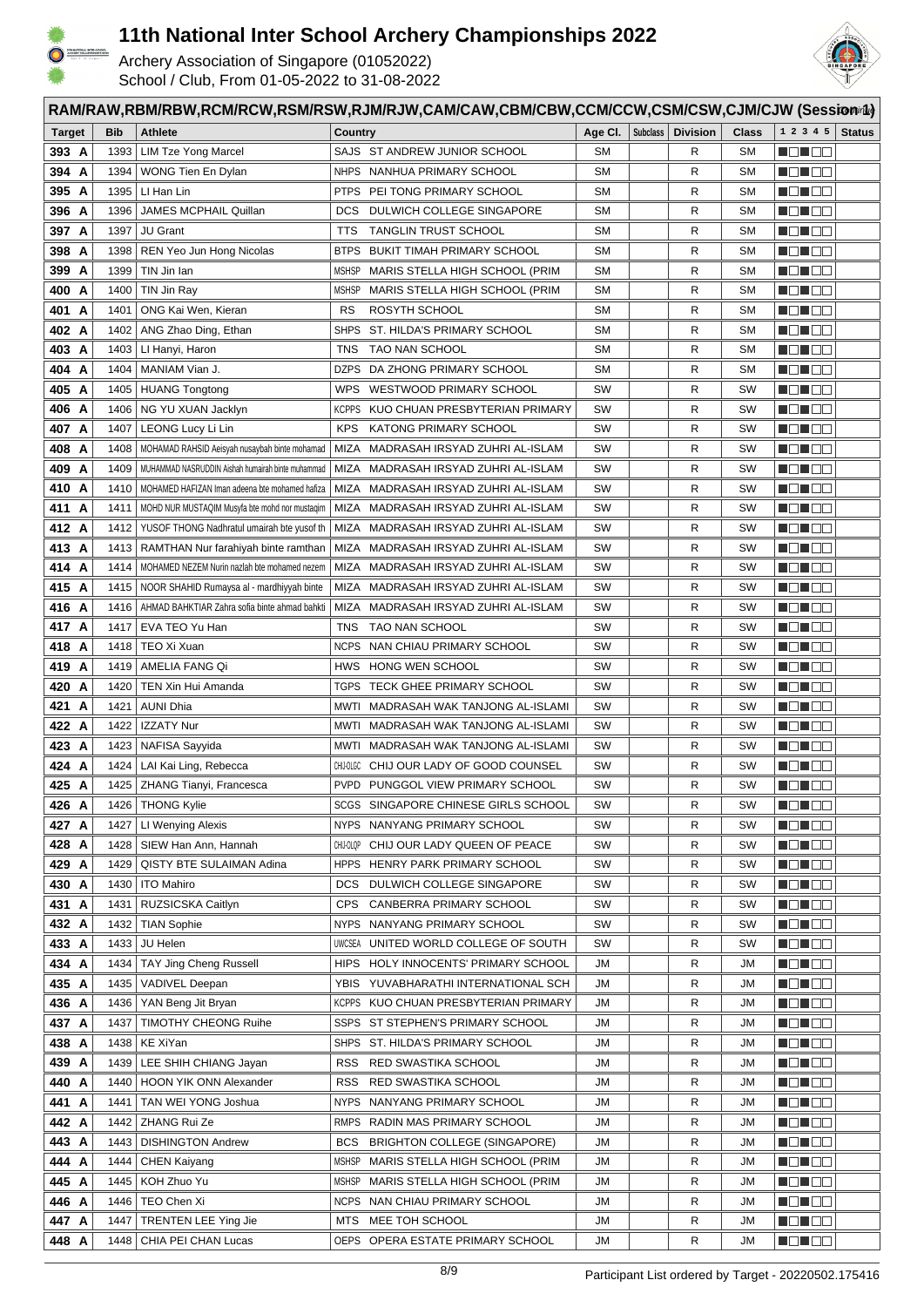# 11th National Inter School Archery Championships 2022

Archery Association of Singapore (01052022)
School / Club, From 01-05-2022 to 31-08-2022

## RAM/RAW,RBM/RBW,RCM/RCW,RSM/RSW,RJM/RJW,CAM/CAW,CBM/CBW,CCM/CCW,CSM/CSW,CJM/CJW (Session 1)

| Target | Bib | Athlete | Country | | Age Cl. | Subclass | Division | Class | 1 2 3 4 5 | Status |
|---|---|---|---|---|---|---|---|---|---|---|
| 393 A | 1393 | LIM Tze Yong Marcel | SAJS | ST ANDREW JUNIOR SCHOOL | SM | | R | SM | | |
| 394 A | 1394 | WONG Tien En Dylan | NHPS | NANHUA PRIMARY SCHOOL | SM | | R | SM | | |
| 395 A | 1395 | LI Han Lin | PTPS | PEI TONG PRIMARY SCHOOL | SM | | R | SM | | |
| 396 A | 1396 | JAMES MCPHAIL Quillan | DCS | DULWICH COLLEGE SINGAPORE | SM | | R | SM | | |
| 397 A | 1397 | JU Grant | TTS | TANGLIN TRUST SCHOOL | SM | | R | SM | | |
| 398 A | 1398 | REN Yeo Jun Hong Nicolas | BTPS | BUKIT TIMAH PRIMARY SCHOOL | SM | | R | SM | | |
| 399 A | 1399 | TIN Jin Ian | MSHSP | MARIS STELLA HIGH SCHOOL (PRIM | SM | | R | SM | | |
| 400 A | 1400 | TIN Jin Ray | MSHSP | MARIS STELLA HIGH SCHOOL (PRIM | SM | | R | SM | | |
| 401 A | 1401 | ONG Kai Wen, Kieran | RS | ROSYTH SCHOOL | SM | | R | SM | | |
| 402 A | 1402 | ANG Zhao Ding, Ethan | SHPS | ST. HILDA'S PRIMARY SCHOOL | SM | | R | SM | | |
| 403 A | 1403 | LI Hanyi, Haron | TNS | TAO NAN SCHOOL | SM | | R | SM | | |
| 404 A | 1404 | MANIAM Vian J. | DZPS | DA ZHONG PRIMARY SCHOOL | SM | | R | SM | | |
| 405 A | 1405 | HUANG Tongtong | WPS | WESTWOOD PRIMARY SCHOOL | SW | | R | SW | | |
| 406 A | 1406 | NG YU XUAN Jacklyn | KCPPS | KUO CHUAN PRESBYTERIAN PRIMARY | SW | | R | SW | | |
| 407 A | 1407 | LEONG Lucy Li Lin | KPS | KATONG PRIMARY SCHOOL | SW | | R | SW | | |
| 408 A | 1408 | MOHAMAD RAHSID Aeisyah nusaybah binte mohamad | MIZA | MADRASAH IRSYAD ZUHRI AL-ISLAM | SW | | R | SW | | |
| 409 A | 1409 | MUHAMMAD NASRUDDIN Aishah humairah binte muhammad | MIZA | MADRASAH IRSYAD ZUHRI AL-ISLAM | SW | | R | SW | | |
| 410 A | 1410 | MOHAMED HAFIZAN Iman adeena bte mohamed hafiza | MIZA | MADRASAH IRSYAD ZUHRI AL-ISLAM | SW | | R | SW | | |
| 411 A | 1411 | MOHD NUR MUSTAQIM Musyfa bte mohd nor mustaqim | MIZA | MADRASAH IRSYAD ZUHRI AL-ISLAM | SW | | R | SW | | |
| 412 A | 1412 | YUSOF THONG Nadhratul umairah bte yusof th | MIZA | MADRASAH IRSYAD ZUHRI AL-ISLAM | SW | | R | SW | | |
| 413 A | 1413 | RAMTHAN Nur farahiyah binte ramthan | MIZA | MADRASAH IRSYAD ZUHRI AL-ISLAM | SW | | R | SW | | |
| 414 A | 1414 | MOHAMED NEZEM Nurin nazlah bte mohamed nezem | MIZA | MADRASAH IRSYAD ZUHRI AL-ISLAM | SW | | R | SW | | |
| 415 A | 1415 | NOOR SHAHID Rumaysa al - mardhiyyah binte | MIZA | MADRASAH IRSYAD ZUHRI AL-ISLAM | SW | | R | SW | | |
| 416 A | 1416 | AHMAD BAHKTIAR Zahra sofia binte ahmad bahkti | MIZA | MADRASAH IRSYAD ZUHRI AL-ISLAM | SW | | R | SW | | |
| 417 A | 1417 | EVA TEO Yu Han | TNS | TAO NAN SCHOOL | SW | | R | SW | | |
| 418 A | 1418 | TEO Xi Xuan | NCPS | NAN CHIAU PRIMARY SCHOOL | SW | | R | SW | | |
| 419 A | 1419 | AMELIA FANG Qi | HWS | HONG WEN SCHOOL | SW | | R | SW | | |
| 420 A | 1420 | TEN Xin Hui Amanda | TGPS | TECK GHEE PRIMARY SCHOOL | SW | | R | SW | | |
| 421 A | 1421 | AUNI Dhia | MWTI | MADRASAH WAK TANJONG AL-ISLAMI | SW | | R | SW | | |
| 422 A | 1422 | IZZATY Nur | MWTI | MADRASAH WAK TANJONG AL-ISLAMI | SW | | R | SW | | |
| 423 A | 1423 | NAFISA Sayyida | MWTI | MADRASAH WAK TANJONG AL-ISLAMI | SW | | R | SW | | |
| 424 A | 1424 | LAI Kai Ling, Rebecca | CHIJ-OLGC | CHIJ OUR LADY OF GOOD COUNSEL | SW | | R | SW | | |
| 425 A | 1425 | ZHANG Tianyi, Francesca | PVPD | PUNGGOL VIEW PRIMARY SCHOOL | SW | | R | SW | | |
| 426 A | 1426 | THONG Kylie | SCGS | SINGAPORE CHINESE GIRLS SCHOOL | SW | | R | SW | | |
| 427 A | 1427 | LI Wenying Alexis | NYPS | NANYANG PRIMARY SCHOOL | SW | | R | SW | | |
| 428 A | 1428 | SIEW Han Ann, Hannah | CHIJ-OLQP | CHIJ OUR LADY QUEEN OF PEACE | SW | | R | SW | | |
| 429 A | 1429 | QISTY BTE SULAIMAN Adina | HPPS | HENRY PARK PRIMARY SCHOOL | SW | | R | SW | | |
| 430 A | 1430 | ITO Mahiro | DCS | DULWICH COLLEGE SINGAPORE | SW | | R | SW | | |
| 431 A | 1431 | RUZSICSKA Caitlyn | CPS | CANBERRA PRIMARY SCHOOL | SW | | R | SW | | |
| 432 A | 1432 | TIAN Sophie | NYPS | NANYANG PRIMARY SCHOOL | SW | | R | SW | | |
| 433 A | 1433 | JU Helen | UWCSEA | UNITED WORLD COLLEGE OF SOUTH | SW | | R | SW | | |
| 434 A | 1434 | TAY Jing Cheng Russell | HIPS | HOLY INNOCENTS' PRIMARY SCHOOL | JM | | R | JM | | |
| 435 A | 1435 | VADIVEL Deepan | YBIS | YUVABHARATHI INTERNATIONAL SCH | JM | | R | JM | | |
| 436 A | 1436 | YAN Beng Jit Bryan | KCPPS | KUO CHUAN PRESBYTERIAN PRIMARY | JM | | R | JM | | |
| 437 A | 1437 | TIMOTHY CHEONG Ruihe | SSPS | ST STEPHEN'S PRIMARY SCHOOL | JM | | R | JM | | |
| 438 A | 1438 | KE XiYan | SHPS | ST. HILDA'S PRIMARY SCHOOL | JM | | R | JM | | |
| 439 A | 1439 | LEE SHIH CHIANG Jayan | RSS | RED SWASTIKA SCHOOL | JM | | R | JM | | |
| 440 A | 1440 | HOON YIK ONN Alexander | RSS | RED SWASTIKA SCHOOL | JM | | R | JM | | |
| 441 A | 1441 | TAN WEI YONG Joshua | NYPS | NANYANG PRIMARY SCHOOL | JM | | R | JM | | |
| 442 A | 1442 | ZHANG Rui Ze | RMPS | RADIN MAS PRIMARY SCHOOL | JM | | R | JM | | |
| 443 A | 1443 | DISHINGTON Andrew | BCS | BRIGHTON COLLEGE (SINGAPORE) | JM | | R | JM | | |
| 444 A | 1444 | CHEN Kaiyang | MSHSP | MARIS STELLA HIGH SCHOOL (PRIM | JM | | R | JM | | |
| 445 A | 1445 | KOH Zhuo Yu | MSHSP | MARIS STELLA HIGH SCHOOL (PRIM | JM | | R | JM | | |
| 446 A | 1446 | TEO Chen Xi | NCPS | NAN CHIAU PRIMARY SCHOOL | JM | | R | JM | | |
| 447 A | 1447 | TRENTEN LEE Ying Jie | MTS | MEE TOH SCHOOL | JM | | R | JM | | |
| 448 A | 1448 | CHIA PEI CHAN Lucas | OEPS | OPERA ESTATE PRIMARY SCHOOL | JM | | R | JM | | |

Participant List ordered by Target - 20220502.175416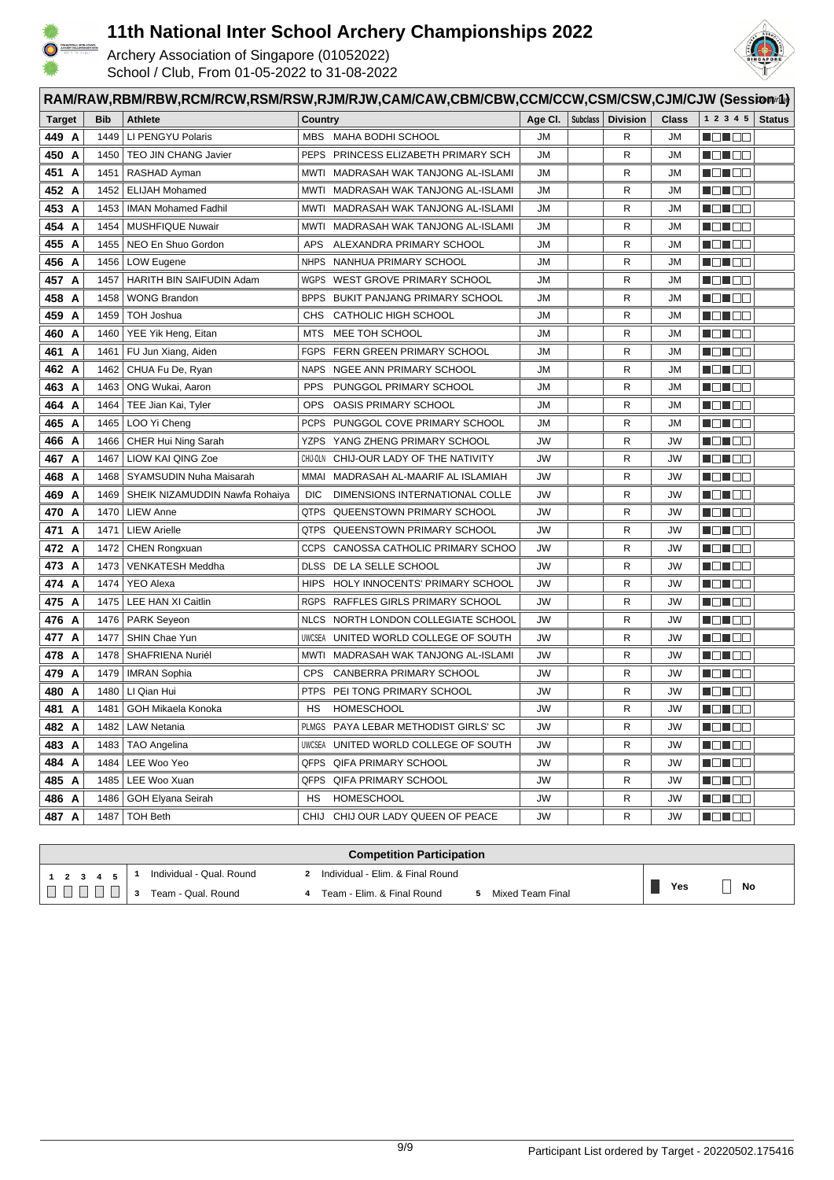# 11th National Inter School Archery Championships 2022

Archery Association of Singapore (01052022)
School / Club, From 01-05-2022 to 31-08-2022

## RAM/RAW,RBM/RBW,RCM/RCW,RSM/RSW,RJM/RJW,CAM/CAW,CBM/CBW,CCM/CCW,CSM/CSW,CJM/CJW (Session 1)

| Target | Bib | Athlete | Country | Age Cl. | Subclass | Division | Class | 1 2 3 4 5 | Status |
|---|---|---|---|---|---|---|---|---|---|
| 449 A | 1449 | LI PENGYU Polaris | MBS MAHA BODHI SCHOOL | JM | | R | JM | ■□■□□ | |
| 450 A | 1450 | TEO JIN CHANG Javier | PEPS PRINCESS ELIZABETH PRIMARY SCH | JM | | R | JM | ■□■□□ | |
| 451 A | 1451 | RASHAD Ayman | MWTI MADRASAH WAK TANJONG AL-ISLAMI | JM | | R | JM | ■□■□□ | |
| 452 A | 1452 | ELIJAH Mohamed | MWTI MADRASAH WAK TANJONG AL-ISLAMI | JM | | R | JM | ■□■□□ | |
| 453 A | 1453 | IMAN Mohamed Fadhil | MWTI MADRASAH WAK TANJONG AL-ISLAMI | JM | | R | JM | ■□■□□ | |
| 454 A | 1454 | MUSHFIQUE Nuwair | MWTI MADRASAH WAK TANJONG AL-ISLAMI | JM | | R | JM | ■□■□□ | |
| 455 A | 1455 | NEO En Shuo Gordon | APS ALEXANDRA PRIMARY SCHOOL | JM | | R | JM | ■□■□□ | |
| 456 A | 1456 | LOW Eugene | NHPS NANHUA PRIMARY SCHOOL | JM | | R | JM | ■□■□□ | |
| 457 A | 1457 | HARITH BIN SAIFUDIN Adam | WGPS WEST GROVE PRIMARY SCHOOL | JM | | R | JM | ■□■□□ | |
| 458 A | 1458 | WONG Brandon | BPPS BUKIT PANJANG PRIMARY SCHOOL | JM | | R | JM | ■□■□□ | |
| 459 A | 1459 | TOH Joshua | CHS CATHOLIC HIGH SCHOOL | JM | | R | JM | ■□■□□ | |
| 460 A | 1460 | YEE Yik Heng, Eitan | MTS MEE TOH SCHOOL | JM | | R | JM | ■□■□□ | |
| 461 A | 1461 | FU Jun Xiang, Aiden | FGPS FERN GREEN PRIMARY SCHOOL | JM | | R | JM | ■□■□□ | |
| 462 A | 1462 | CHUA Fu De, Ryan | NAPS NGEE ANN PRIMARY SCHOOL | JM | | R | JM | ■□■□□ | |
| 463 A | 1463 | ONG Wukai, Aaron | PPS PUNGGOL PRIMARY SCHOOL | JM | | R | JM | ■□■□□ | |
| 464 A | 1464 | TEE Jian Kai, Tyler | OPS OASIS PRIMARY SCHOOL | JM | | R | JM | ■□■□□ | |
| 465 A | 1465 | LOO Yi Cheng | PCPS PUNGGOL COVE PRIMARY SCHOOL | JM | | R | JM | ■□■□□ | |
| 466 A | 1466 | CHER Hui Ning Sarah | YZPS YANG ZHENG PRIMARY SCHOOL | JW | | R | JW | ■□■□□ | |
| 467 A | 1467 | LIOW KAI QING Zoe | CHIJ-OLN CHIJ-OUR LADY OF THE NATIVITY | JW | | R | JW | ■□■□□ | |
| 468 A | 1468 | SYAMSUDIN Nuha Maisarah | MMAI MADRASAH AL-MAARIF AL ISLAMIAH | JW | | R | JW | ■□■□□ | |
| 469 A | 1469 | SHEIK NIZAMUDDIN Nawfa Rohaiya | DIC DIMENSIONS INTERNATIONAL COLLE | JW | | R | JW | ■□■□□ | |
| 470 A | 1470 | LIEW Anne | QTPS QUEENSTOWN PRIMARY SCHOOL | JW | | R | JW | ■□■□□ | |
| 471 A | 1471 | LIEW Arielle | QTPS QUEENSTOWN PRIMARY SCHOOL | JW | | R | JW | ■□■□□ | |
| 472 A | 1472 | CHEN Rongxuan | CCPS CANOSSA CATHOLIC PRIMARY SCHOO | JW | | R | JW | ■□■□□ | |
| 473 A | 1473 | VENKATESH Meddha | DLSS DE LA SELLE SCHOOL | JW | | R | JW | ■□■□□ | |
| 474 A | 1474 | YEO Alexa | HIPS HOLY INNOCENTS' PRIMARY SCHOOL | JW | | R | JW | ■□■□□ | |
| 475 A | 1475 | LEE HAN XI Caitlin | RGPS RAFFLES GIRLS PRIMARY SCHOOL | JW | | R | JW | ■□■□□ | |
| 476 A | 1476 | PARK Seyeon | NLCS NORTH LONDON COLLEGIATE SCHOOL | JW | | R | JW | ■□■□□ | |
| 477 A | 1477 | SHIN Chae Yun | UWCSEA UNITED WORLD COLLEGE OF SOUTH | JW | | R | JW | ■□■□□ | |
| 478 A | 1478 | SHAFRIENA Nuriél | MWTI MADRASAH WAK TANJONG AL-ISLAMI | JW | | R | JW | ■□■□□ | |
| 479 A | 1479 | IMRAN Sophia | CPS CANBERRA PRIMARY SCHOOL | JW | | R | JW | ■□■□□ | |
| 480 A | 1480 | LI Qian Hui | PTPS PEI TONG PRIMARY SCHOOL | JW | | R | JW | ■□■□□ | |
| 481 A | 1481 | GOH Mikaela Konoka | HS HOMESCHOOL | JW | | R | JW | ■□■□□ | |
| 482 A | 1482 | LAW Netania | PLMGS PAYA LEBAR METHODIST GIRLS' SC | JW | | R | JW | ■□■□□ | |
| 483 A | 1483 | TAO Angelina | UWCSEA UNITED WORLD COLLEGE OF SOUTH | JW | | R | JW | ■□■□□ | |
| 484 A | 1484 | LEE Woo Yeo | QFPS QIFA PRIMARY SCHOOL | JW | | R | JW | ■□■□□ | |
| 485 A | 1485 | LEE Woo Xuan | QFPS QIFA PRIMARY SCHOOL | JW | | R | JW | ■□■□□ | |
| 486 A | 1486 | GOH Elyana Seirah | HS HOMESCHOOL | JW | | R | JW | ■□■□□ | |
| 487 A | 1487 | TOH Beth | CHIJ CHIJ OUR LADY QUEEN OF PEACE | JW | | R | JW | ■□■□□ | |

**Competition Participation**

| 1 2 3 4 5 | | | |
|---|---|---|---|
| □□□□□ | 1 Individual - Qual. Round<br>3 Team - Qual. Round | 2 Individual - Elim. & Final Round<br>4 Team - Elim. & Final Round 5 Mixed Team Final | ■ Yes □ No |

Participant List ordered by Target - 20220502.175416